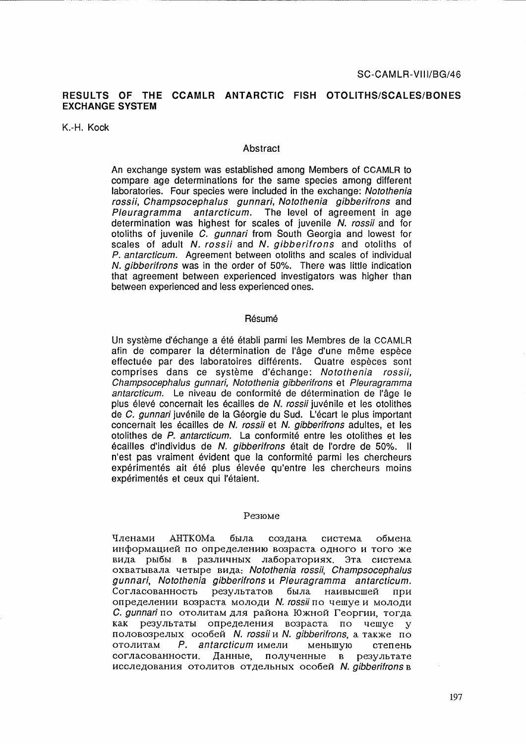SC-CAMLR-VIII/BG/46

# RESULTS OF THE CCAMLR ANTARCTIC FISH OTOLITHS/SCALES/BONES EXCHANGE SYSTEM

K.-H. Kock

## Abstract

An exchange system was established among Members of CCAMLR to compare age determinations for the same species among different laboratories. Four species were included in the exchange: *Notothenia rossii*, *Champsocephalus gunnari*, *Notothenia gibberifrons* and *Pleuragramma antarcticum*. The level of agreement in age determination was highest for scales of juvenile *N. rossii* and for otoliths of juvenile *C. gunnari* from South Georgia and lowest for scales of adult *N. rossii* and *N. gibberifrons* and otoliths of *P. antarcticum*. Agreement between otoliths and scales of individual *N. gibberifrons* was in the order of 50%. There was little indication that agreement between experienced investigators was higher than between experienced and less experienced ones.

## Résumé

Un système d'échange a été établi parmi les Membres de la CCAMLR afin de comparer la détermination de l'âge d'une même espèce effectuée par des laboratoires différents. Quatre espèces sont comprises dans ce système d'échange: *Notothenia rossii*, *Champsocephalus gunnari*, *Notothenia gibberifrons* et *Pleuragramma antarcticum*. Le niveau de conformité de détermination de l'âge le plus élevé concernait les écailles de *N. rossii* juvénile et les otolithes de *C. gunnari* juvénile de la Géorgie du Sud. L'écart le plus important concernait les écailles de *N. rossii* et *N. gibberifrons* adultes, et les otolithes de *P. antarcticum*. La conformité entre les otolithes et les écailles d'individus de *N. gibberifrons* était de l'ordre de 50%. Il n'est pas vraiment évident que la conformité parmi les chercheurs expérimentés ait été plus élevée qu'entre les chercheurs moins expérimentés et ceux qui l'étaient.

## Резюме

Членами АНТКОМа была создана система обмена информацией по определению возраста одного и того же вида рыбы в различных лабораториях. Эта система охватывала четыре вида: *Notothenia rossii*, *Champsocephalus gunnari*, *Notothenia gibberifrons* и *Pleuragramma antarcticum*. Согласованность результатов была наивысшей при определении возраста молоди *N. rossii* по чешуе и молоди *C. gunnari* по отолитам для района Южной Георгии, тогда как результаты определения возраста по чешуе у половозрелых особей *N. rossii* и *N. gibberifrons*, а также по отолитам *P. antarcticum* имели меньшую степень согласованности. Данные, полученные в результате исследования отолитов отдельных особей *N. gibberifrons* в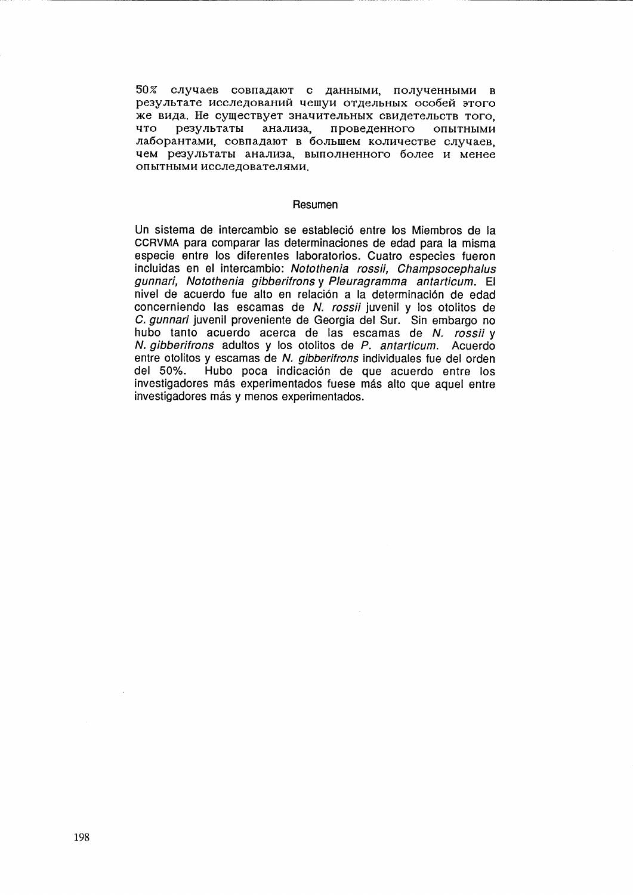50% случаев совпадают с данными, полученными в результате исследований чешуи отдельных особей этого же вида. Не существует значительных свидетельств того, что результаты анализа, проведенного опытными лабораторами, совпадают в большем количестве случаев, чем результаты анализа, выполненного более и менее опытными исследователями.

## Resumen

Un sistema de intercambio se estableció entre los Miembros de la CCRVMA para comparar las determinaciones de edad para la misma especie entre los diferentes laboratorios. Cuatro especies fueron incluidas en el intercambio: *Notothenia rossii, Champsocephalus gunnari, Notothenia gibberifrons* y *Pleuragramma antarticum*. El nivel de acuerdo fue alto en relación a la determinación de edad concerniendo las escamas de *N. rossii* juvenil y los otolitos de *C. gunnari* juvenil proveniente de Georgia del Sur. Sin embargo no hubo tanto acuerdo acerca de las escamas de *N. rossii* y *N. gibberifrons* adultos y los otolitos de *P. antarticum*. Acuerdo entre otolitos y escamas de *N. gibberifrons* individuales fue del orden del 50%. Hubo poca indicación de que acuerdo entre los investigadores más experimentados fuese más alto que aquel entre investigadores más y menos experimentados.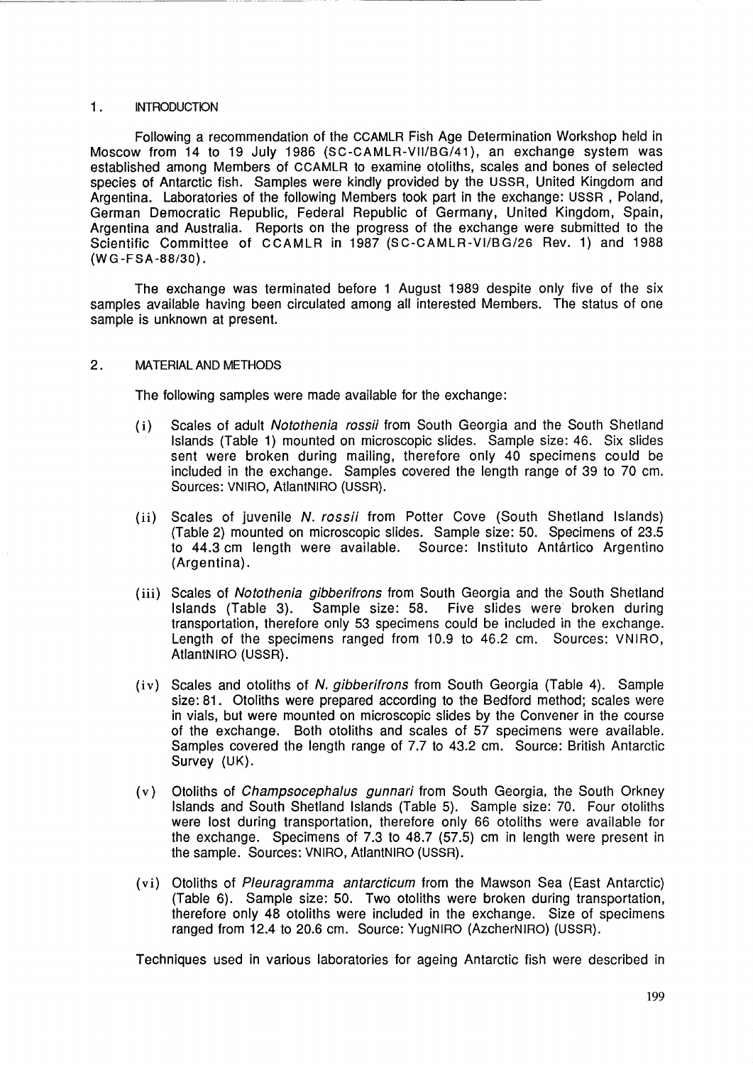## 1. INTRODUCTION

Following a recommendation of the CCAMLR Fish Age Determination Workshop held in Moscow from 14 to 19 July 1986 (SC-CAMLR-VII/BG/41), an exchange system was established among Members of CCAMLR to examine otoliths, scales and bones of selected species of Antarctic fish. Samples were kindly provided by the USSR, United Kingdom and Argentina. Laboratories of the following Members took part in the exchange: USSR, Poland, German Democratic Republic, Federal Republic of Germany, United Kingdom, Spain, Argentina and Australia. Reports on the progress of the exchange were submitted to the Scientific Committee of CCAMLR in 1987 (SC-CAMLR-VI/BG/26 Rev. 1) and 1988 (WG-FSA-88/30).

The exchange was terminated before 1 August 1989 despite only five of the six samples available having been circulated among all interested Members. The status of one sample is unknown at present.

## 2. MATERIAL AND METHODS

The following samples were made available for the exchange:

(i) Scales of adult *Notothenia rossii* from South Georgia and the South Shetland Islands (Table 1) mounted on microscopic slides. Sample size: 46. Six slides sent were broken during mailing, therefore only 40 specimens could be included in the exchange. Samples covered the length range of 39 to 70 cm. Sources: VNIRO, AtlantNIRO (USSR).

(ii) Scales of juvenile *N. rossii* from Potter Cove (South Shetland Islands) (Table 2) mounted on microscopic slides. Sample size: 50. Specimens of 23.5 to 44.3 cm length were available. Source: Instituto Antártico Argentino (Argentina).

(iii) Scales of *Notothenia gibberifrons* from South Georgia and the South Shetland Islands (Table 3). Sample size: 58. Five slides were broken during transportation, therefore only 53 specimens could be included in the exchange. Length of the specimens ranged from 10.9 to 46.2 cm. Sources: VNIRO, AtlantNIRO (USSR).

(iv) Scales and otoliths of *N. gibberifrons* from South Georgia (Table 4). Sample size: 81. Otoliths were prepared according to the Bedford method; scales were in vials, but were mounted on microscopic slides by the Convener in the course of the exchange. Both otoliths and scales of 57 specimens were available. Samples covered the length range of 7.7 to 43.2 cm. Source: British Antarctic Survey (UK).

(v) Otoliths of *Champsocephalus gunnari* from South Georgia, the South Orkney Islands and South Shetland Islands (Table 5). Sample size: 70. Four otoliths were lost during transportation, therefore only 66 otoliths were available for the exchange. Specimens of 7.3 to 48.7 (57.5) cm in length were present in the sample. Sources: VNIRO, AtlantNIRO (USSR).

(vi) Otoliths of *Pleuragramma antarcticum* from the Mawson Sea (East Antarctic) (Table 6). Sample size: 50. Two otoliths were broken during transportation, therefore only 48 otoliths were included in the exchange. Size of specimens ranged from 12.4 to 20.6 cm. Source: YugNIRO (AzcherNIRO) (USSR).

Techniques used in various laboratories for ageing Antarctic fish were described in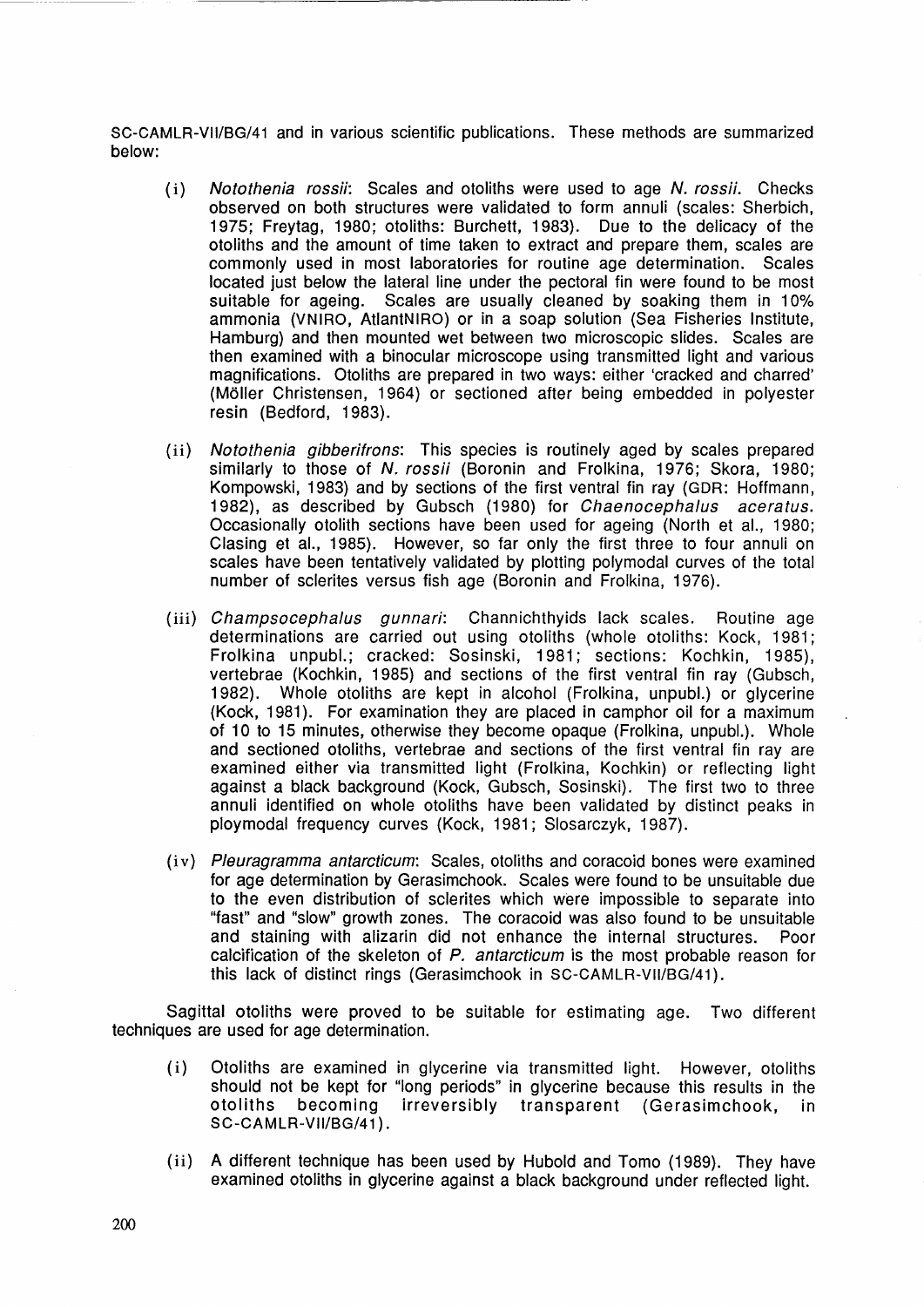SC-CAMLR-VII/BG/41 and in various scientific publications. These methods are summarized below:

(i) *Notothenia rossii*: Scales and otoliths were used to age *N. rossii*. Checks observed on both structures were validated to form annuli (scales: Sherbich, 1975; Freytag, 1980; otoliths: Burchett, 1983). Due to the delicacy of the otoliths and the amount of time taken to extract and prepare them, scales are commonly used in most laboratories for routine age determination. Scales located just below the lateral line under the pectoral fin were found to be most suitable for ageing. Scales are usually cleaned by soaking them in 10% ammonia (VNIRO, AtlantNIRO) or in a soap solution (Sea Fisheries Institute, Hamburg) and then mounted wet between two microscopic slides. Scales are then examined with a binocular microscope using transmitted light and various magnifications. Otoliths are prepared in two ways: either 'cracked and charred' (Möller Christensen, 1964) or sectioned after being embedded in polyester resin (Bedford, 1983).

(ii) *Notothenia gibberifrons*: This species is routinely aged by scales prepared similarly to those of *N. rossii* (Boronin and Frolkina, 1976; Skora, 1980; Kompowski, 1983) and by sections of the first ventral fin ray (GDR: Hoffmann, 1982), as described by Gubsch (1980) for *Chaenocephalus aceratus*. Occasionally otolith sections have been used for ageing (North et al., 1980; Clasing et al., 1985). However, so far only the first three to four annuli on scales have been tentatively validated by plotting polymodal curves of the total number of sclerites versus fish age (Boronin and Frolkina, 1976).

(iii) *Champsocephalus gunnari*: Channichthyids lack scales. Routine age determinations are carried out using otoliths (whole otoliths: Kock, 1981; Frolkina unpubl.; cracked: Sosinski, 1981; sections: Kochkin, 1985), vertebrae (Kochkin, 1985) and sections of the first ventral fin ray (Gubsch, 1982). Whole otoliths are kept in alcohol (Frolkina, unpubl.) or glycerine (Kock, 1981). For examination they are placed in camphor oil for a maximum of 10 to 15 minutes, otherwise they become opaque (Frolkina, unpubl.). Whole and sectioned otoliths, vertebrae and sections of the first ventral fin ray are examined either via transmitted light (Frolkina, Kochkin) or reflecting light against a black background (Kock, Gubsch, Sosinski). The first two to three annuli identified on whole otoliths have been validated by distinct peaks in ploymodal frequency curves (Kock, 1981; Slosarczyk, 1987).

(iv) *Pleuragramma antarcticum*: Scales, otoliths and coracoid bones were examined for age determination by Gerasimchook. Scales were found to be unsuitable due to the even distribution of sclerites which were impossible to separate into "fast" and "slow" growth zones. The coracoid was also found to be unsuitable and staining with alizarin did not enhance the internal structures. Poor calcification of the skeleton of *P. antarcticum* is the most probable reason for this lack of distinct rings (Gerasimchook in SC-CAMLR-VII/BG/41).

Sagittal otoliths were proved to be suitable for estimating age. Two different techniques are used for age determination.

(i) Otoliths are examined in glycerine via transmitted light. However, otoliths should not be kept for "long periods" in glycerine because this results in the otoliths becoming irreversibly transparent (Gerasimchook, in SC-CAMLR-VII/BG/41).

(ii) A different technique has been used by Hubold and Tomo (1989). They have examined otoliths in glycerine against a black background under reflected light.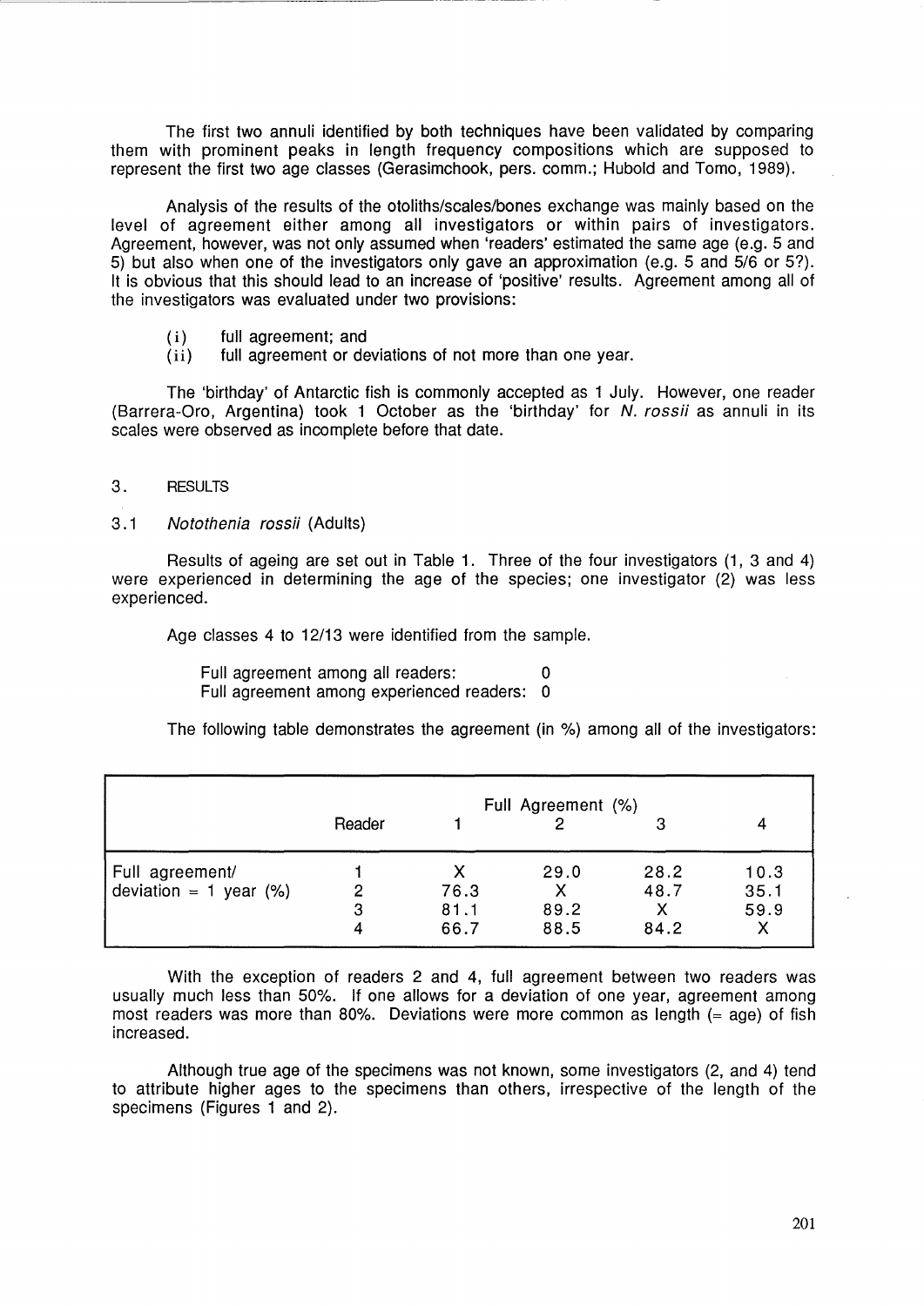The first two annuli identified by both techniques have been validated by comparing them with prominent peaks in length frequency compositions which are supposed to represent the first two age classes (Gerasimchook, pers. comm.; Hubold and Tomo, 1989).

Analysis of the results of the otoliths/scales/bones exchange was mainly based on the level of agreement either among all investigators or within pairs of investigators. Agreement, however, was not only assumed when 'readers' estimated the same age (e.g. 5 and 5) but also when one of the investigators only gave an approximation (e.g. 5 and 5/6 or 5?). It is obvious that this should lead to an increase of 'positive' results. Agreement among all of the investigators was evaluated under two provisions:

(i) full agreement; and
(ii) full agreement or deviations of not more than one year.

The 'birthday' of Antarctic fish is commonly accepted as 1 July. However, one reader (Barrera-Oro, Argentina) took 1 October as the 'birthday' for *N. rossii* as annuli in its scales were observed as incomplete before that date.

## 3. RESULTS

### 3.1 *Notothenia rossii* (Adults)

Results of ageing are set out in Table 1. Three of the four investigators (1, 3 and 4) were experienced in determining the age of the species; one investigator (2) was less experienced.

Age classes 4 to 12/13 were identified from the sample.

Full agreement among all readers: 0
Full agreement among experienced readers: 0

The following table demonstrates the agreement (in %) among all of the investigators:

| | | Full Agreement (%) | | | |
|---|---|---|---|---|---|
| | Reader | 1 | 2 | 3 | 4 |
| Full agreement/ deviation = 1 year (%) | 1 | X | 29.0 | 28.2 | 10.3 |
| | 2 | 76.3 | X | 48.7 | 35.1 |
| | 3 | 81.1 | 89.2 | X | 59.9 |
| | 4 | 66.7 | 88.5 | 84.2 | X |

With the exception of readers 2 and 4, full agreement between two readers was usually much less than 50%. If one allows for a deviation of one year, agreement among most readers was more than 80%. Deviations were more common as length (= age) of fish increased.

Although true age of the specimens was not known, some investigators (2, and 4) tend to attribute higher ages to the specimens than others, irrespective of the length of the specimens (Figures 1 and 2).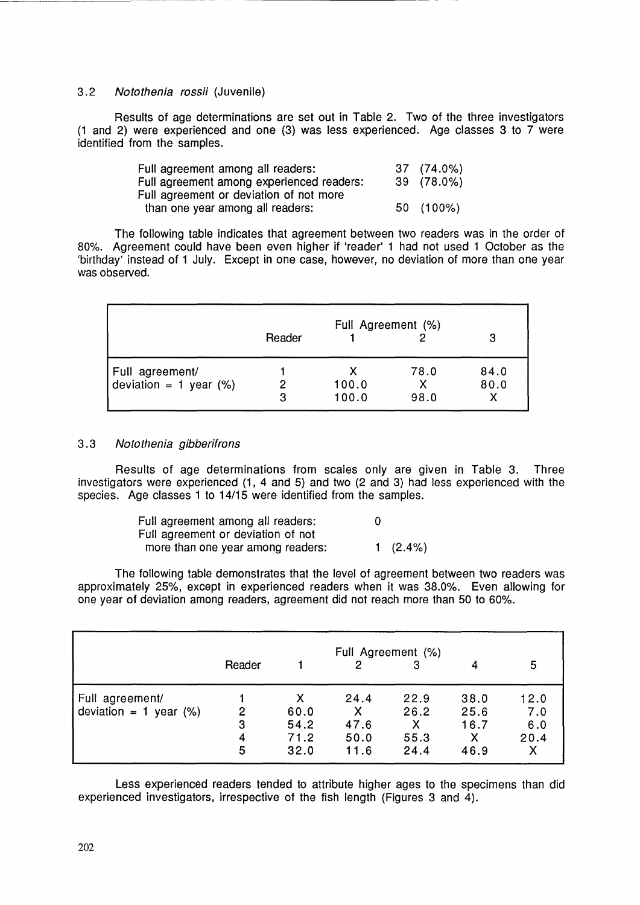### 3.2 *Notothenia rossii* (Juvenile)

Results of age determinations are set out in Table 2. Two of the three investigators (1 and 2) were experienced and one (3) was less experienced. Age classes 3 to 7 were identified from the samples.

| | |
|---|---|
| Full agreement among all readers: | 37 (74.0%) |
| Full agreement among experienced readers: | 39 (78.0%) |
| Full agreement or deviation of not more than one year among all readers: | 50 (100%) |

The following table indicates that agreement between two readers was in the order of 80%. Agreement could have been even higher if 'reader' 1 had not used 1 October as the 'birthday' instead of 1 July. Except in one case, however, no deviation of more than one year was observed.

| | Reader | Full Agreement (%) 1 | 2 | 3 |
|---|---|---|---|---|
| Full agreement/ deviation = 1 year (%) | 1 | X | 78.0 | 84.0 |
| | 2 | 100.0 | X | 80.0 |
| | 3 | 100.0 | 98.0 | X |

### 3.3 *Notothenia gibberifrons*

Results of age determinations from scales only are given in Table 3. Three investigators were experienced (1, 4 and 5) and two (2 and 3) had less experienced with the species. Age classes 1 to 14/15 were identified from the samples.

| | |
|---|---|
| Full agreement among all readers: | 0 |
| Full agreement or deviation of not more than one year among readers: | 1 (2.4%) |

The following table demonstrates that the level of agreement between two readers was approximately 25%, except in experienced readers when it was 38.0%. Even allowing for one year of deviation among readers, agreement did not reach more than 50 to 60%.

| | Reader | Full Agreement (%) 1 | 2 | 3 | 4 | 5 |
|---|---|---|---|---|---|---|
| Full agreement/ deviation = 1 year (%) | 1 | X | 24.4 | 22.9 | 38.0 | 12.0 |
| | 2 | 60.0 | X | 26.2 | 25.6 | 7.0 |
| | 3 | 54.2 | 47.6 | X | 16.7 | 6.0 |
| | 4 | 71.2 | 50.0 | 55.3 | X | 20.4 |
| | 5 | 32.0 | 11.6 | 24.4 | 46.9 | X |

Less experienced readers tended to attribute higher ages to the specimens than did experienced investigators, irrespective of the fish length (Figures 3 and 4).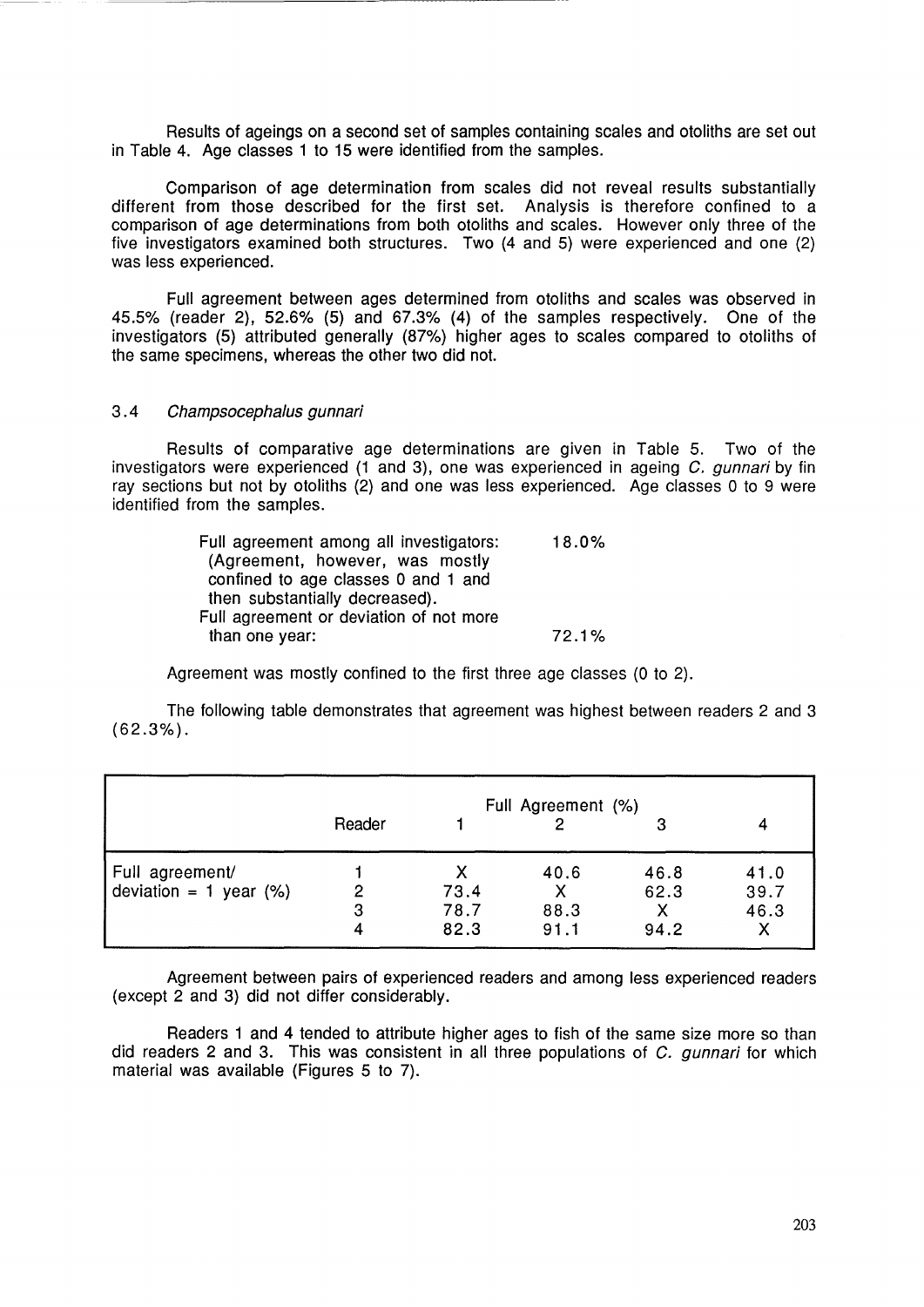Results of ageings on a second set of samples containing scales and otoliths are set out in Table 4. Age classes 1 to 15 were identified from the samples.

Comparison of age determination from scales did not reveal results substantially different from those described for the first set. Analysis is therefore confined to a comparison of age determinations from both otoliths and scales. However only three of the five investigators examined both structures. Two (4 and 5) were experienced and one (2) was less experienced.

Full agreement between ages determined from otoliths and scales was observed in 45.5% (reader 2), 52.6% (5) and 67.3% (4) of the samples respectively. One of the investigators (5) attributed generally (87%) higher ages to scales compared to otoliths of the same specimens, whereas the other two did not.

### 3.4 *Champsocephalus gunnari*

Results of comparative age determinations are given in Table 5. Two of the investigators were experienced (1 and 3), one was experienced in ageing *C. gunnari* by fin ray sections but not by otoliths (2) and one was less experienced. Age classes 0 to 9 were identified from the samples.

| | |
|---|---|
| Full agreement among all investigators: (Agreement, however, was mostly confined to age classes 0 and 1 and then substantially decreased). | 18.0% |
| Full agreement or deviation of not more than one year: | 72.1% |

Agreement was mostly confined to the first three age classes (0 to 2).

The following table demonstrates that agreement was highest between readers 2 and 3 (62.3%).

| | | Full Agreement (%) | | | |
|---|---|---|---|---|---|
| | Reader | 1 | 2 | 3 | 4 |
| Full agreement/ deviation = 1 year (%) | 1 | X | 40.6 | 46.8 | 41.0 |
| | 2 | 73.4 | X | 62.3 | 39.7 |
| | 3 | 78.7 | 88.3 | X | 46.3 |
| | 4 | 82.3 | 91.1 | 94.2 | X |

Agreement between pairs of experienced readers and among less experienced readers (except 2 and 3) did not differ considerably.

Readers 1 and 4 tended to attribute higher ages to fish of the same size more so than did readers 2 and 3. This was consistent in all three populations of *C. gunnari* for which material was available (Figures 5 to 7).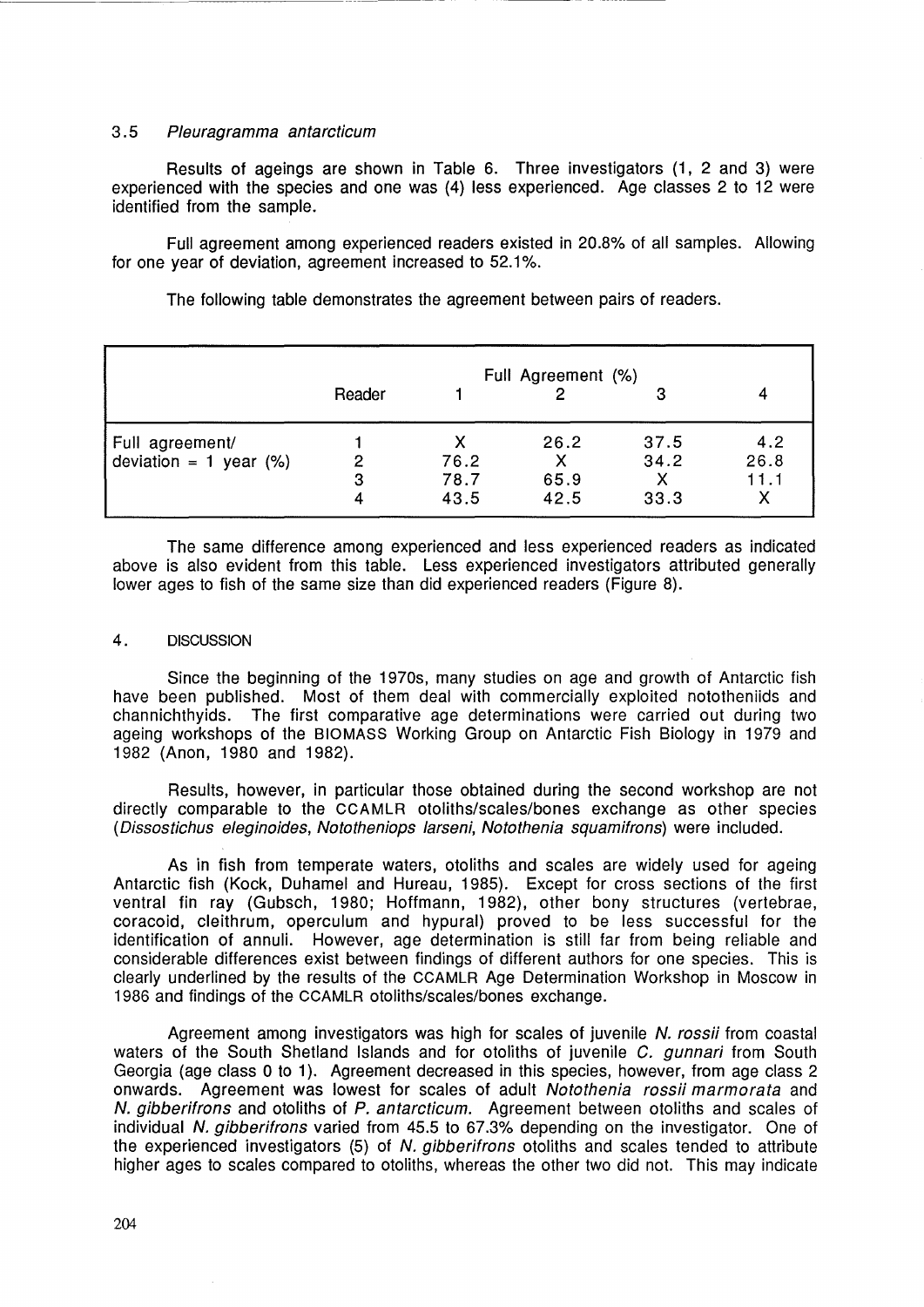### 3.5 *Pleuragramma antarcticum*

Results of ageings are shown in Table 6. Three investigators (1, 2 and 3) were experienced with the species and one was (4) less experienced. Age classes 2 to 12 were identified from the sample.

Full agreement among experienced readers existed in 20.8% of all samples. Allowing for one year of deviation, agreement increased to 52.1%.

The following table demonstrates the agreement between pairs of readers.

| | Full Agreement (%) | | | | |
|---|---|---|---|---|---|
| | Reader | 1 | 2 | 3 | 4 |
| Full agreement/ deviation = 1 year (%) | 1 | X | 26.2 | 37.5 | 4.2 |
| | 2 | 76.2 | X | 34.2 | 26.8 |
| | 3 | 78.7 | 65.9 | X | 11.1 |
| | 4 | 43.5 | 42.5 | 33.3 | X |

The same difference among experienced and less experienced readers as indicated above is also evident from this table. Less experienced investigators attributed generally lower ages to fish of the same size than did experienced readers (Figure 8).

## 4. DISCUSSION

Since the beginning of the 1970s, many studies on age and growth of Antarctic fish have been published. Most of them deal with commercially exploited nototheniids and channichthyids. The first comparative age determinations were carried out during two ageing workshops of the BIOMASS Working Group on Antarctic Fish Biology in 1979 and 1982 (Anon, 1980 and 1982).

Results, however, in particular those obtained during the second workshop are not directly comparable to the CCAMLR otoliths/scales/bones exchange as other species (*Dissostichus eleginoides*, *Nototheniops larseni*, *Notothenia squamifrons*) were included.

As in fish from temperate waters, otoliths and scales are widely used for ageing Antarctic fish (Kock, Duhamel and Hureau, 1985). Except for cross sections of the first ventral fin ray (Gubsch, 1980; Hoffmann, 1982), other bony structures (vertebrae, coracoid, cleithrum, operculum and hypural) proved to be less successful for the identification of annuli. However, age determination is still far from being reliable and considerable differences exist between findings of different authors for one species. This is clearly underlined by the results of the CCAMLR Age Determination Workshop in Moscow in 1986 and findings of the CCAMLR otoliths/scales/bones exchange.

Agreement among investigators was high for scales of juvenile *N. rossii* from coastal waters of the South Shetland Islands and for otoliths of juvenile *C. gunnari* from South Georgia (age class 0 to 1). Agreement decreased in this species, however, from age class 2 onwards. Agreement was lowest for scales of adult *Notothenia rossii marmorata* and *N. gibberifrons* and otoliths of *P. antarcticum*. Agreement between otoliths and scales of individual *N. gibberifrons* varied from 45.5 to 67.3% depending on the investigator. One of the experienced investigators (5) of *N. gibberifrons* otoliths and scales tended to attribute higher ages to scales compared to otoliths, whereas the other two did not. This may indicate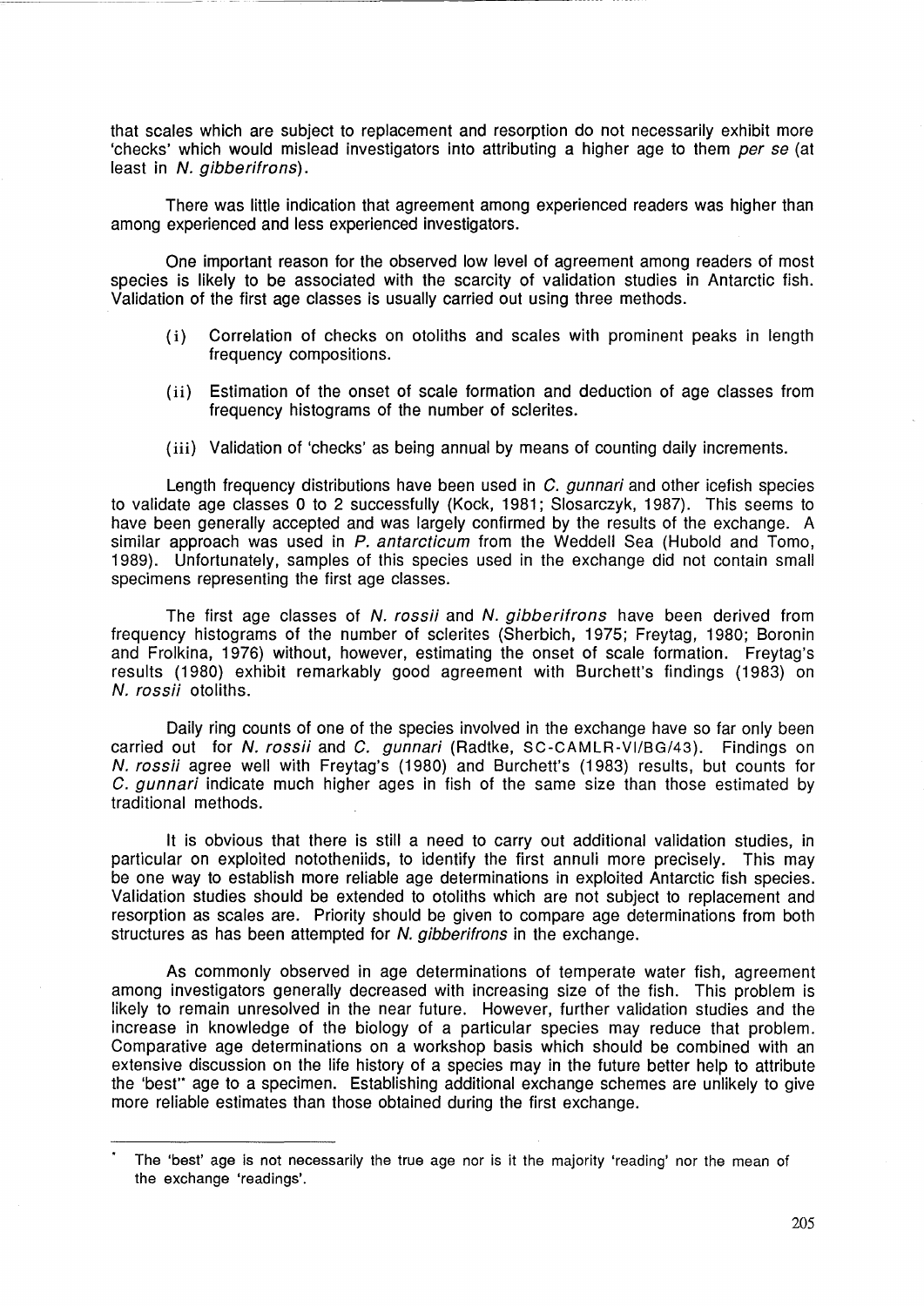that scales which are subject to replacement and resorption do not necessarily exhibit more 'checks' which would mislead investigators into attributing a higher age to them *per se* (at least in *N. gibberifrons*).

There was little indication that agreement among experienced readers was higher than among experienced and less experienced investigators.

One important reason for the observed low level of agreement among readers of most species is likely to be associated with the scarcity of validation studies in Antarctic fish. Validation of the first age classes is usually carried out using three methods.

(i) Correlation of checks on otoliths and scales with prominent peaks in length frequency compositions.

(ii) Estimation of the onset of scale formation and deduction of age classes from frequency histograms of the number of sclerites.

(iii) Validation of 'checks' as being annual by means of counting daily increments.

Length frequency distributions have been used in *C. gunnari* and other icefish species to validate age classes 0 to 2 successfully (Kock, 1981; Slosarczyk, 1987). This seems to have been generally accepted and was largely confirmed by the results of the exchange. A similar approach was used in *P. antarcticum* from the Weddell Sea (Hubold and Tomo, 1989). Unfortunately, samples of this species used in the exchange did not contain small specimens representing the first age classes.

The first age classes of *N. rossii* and *N. gibberifrons* have been derived from frequency histograms of the number of sclerites (Sherbich, 1975; Freytag, 1980; Boronin and Frolkina, 1976) without, however, estimating the onset of scale formation. Freytag's results (1980) exhibit remarkably good agreement with Burchett's findings (1983) on *N. rossii* otoliths.

Daily ring counts of one of the species involved in the exchange have so far only been carried out for *N. rossii* and *C. gunnari* (Radtke, SC-CAMLR-VI/BG/43). Findings on *N. rossii* agree well with Freytag's (1980) and Burchett's (1983) results, but counts for *C. gunnari* indicate much higher ages in fish of the same size than those estimated by traditional methods.

It is obvious that there is still a need to carry out additional validation studies, in particular on exploited nototheniids, to identify the first annuli more precisely. This may be one way to establish more reliable age determinations in exploited Antarctic fish species. Validation studies should be extended to otoliths which are not subject to replacement and resorption as scales are. Priority should be given to compare age determinations from both structures as has been attempted for *N. gibberifrons* in the exchange.

As commonly observed in age determinations of temperate water fish, agreement among investigators generally decreased with increasing size of the fish. This problem is likely to remain unresolved in the near future. However, further validation studies and the increase in knowledge of the biology of a particular species may reduce that problem. Comparative age determinations on a workshop basis which should be combined with an extensive discussion on the life history of a species may in the future better help to attribute the 'best'* age to a specimen. Establishing additional exchange schemes are unlikely to give more reliable estimates than those obtained during the first exchange.

---

\* The 'best' age is not necessarily the true age nor is it the majority 'reading' nor the mean of the exchange 'readings'.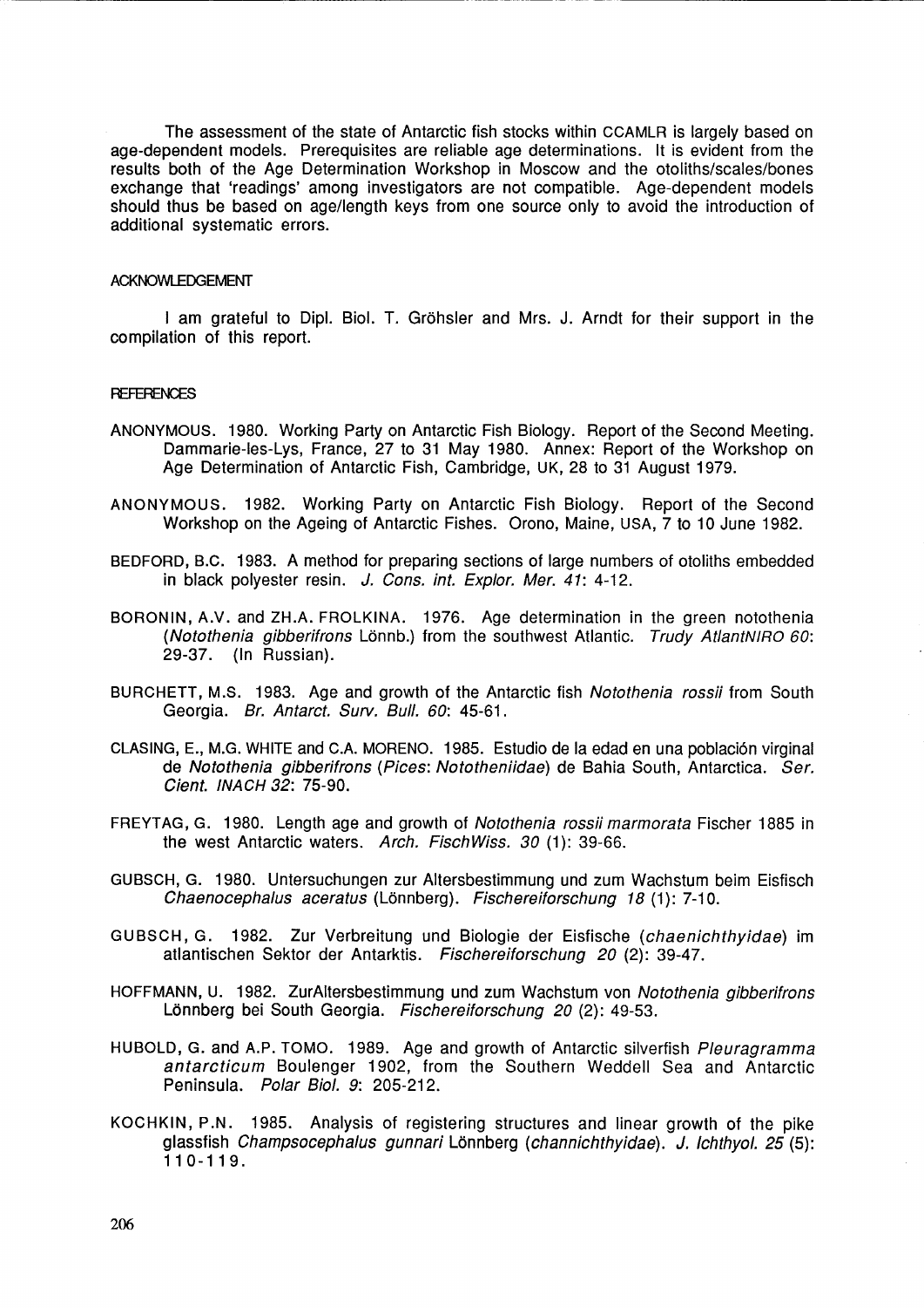The assessment of the state of Antarctic fish stocks within CCAMLR is largely based on age-dependent models. Prerequisites are reliable age determinations. It is evident from the results both of the Age Determination Workshop in Moscow and the otoliths/scales/bones exchange that 'readings' among investigators are not compatible. Age-dependent models should thus be based on age/length keys from one source only to avoid the introduction of additional systematic errors.

## ACKNOWLEDGEMENT

I am grateful to Dipl. Biol. T. Gröhsler and Mrs. J. Arndt for their support in the compilation of this report.

## REFERENCES

ANONYMOUS. 1980. Working Party on Antarctic Fish Biology. Report of the Second Meeting. Dammarie-les-Lys, France, 27 to 31 May 1980. Annex: Report of the Workshop on Age Determination of Antarctic Fish, Cambridge, UK, 28 to 31 August 1979.

ANONYMOUS. 1982. Working Party on Antarctic Fish Biology. Report of the Second Workshop on the Ageing of Antarctic Fishes. Orono, Maine, USA, 7 to 10 June 1982.

BEDFORD, B.C. 1983. A method for preparing sections of large numbers of otoliths embedded in black polyester resin. *J. Cons. int. Explor. Mer. 41*: 4-12.

BORONIN, A.V. and ZH.A. FROLKINA. 1976. Age determination in the green notothenia (*Notothenia gibberifrons* Lönnb.) from the southwest Atlantic. *Trudy AtlantNIRO 60*: 29-37. (In Russian).

BURCHETT, M.S. 1983. Age and growth of the Antarctic fish *Notothenia rossii* from South Georgia. *Br. Antarct. Surv. Bull. 60*: 45-61.

CLASING, E., M.G. WHITE and C.A. MORENO. 1985. Estudio de la edad en una población virginal de *Notothenia gibberifrons* (*Pices*: *Nototheniidae*) de Bahia South, Antarctica. *Ser. Cient. INACH 32*: 75-90.

FREYTAG, G. 1980. Length age and growth of *Notothenia rossii marmorata* Fischer 1885 in the west Antarctic waters. *Arch. FischWiss. 30* (1): 39-66.

GUBSCH, G. 1980. Untersuchungen zur Altersbestimmung und zum Wachstum beim Eisfisch *Chaenocephalus aceratus* (Lönnberg). *Fischereiforschung 18* (1): 7-10.

GUBSCH, G. 1982. Zur Verbreitung und Biologie der Eisfische (*chaenichthyidae*) im atlantischen Sektor der Antarktis. *Fischereiforschung 20* (2): 39-47.

HOFFMANN, U. 1982. ZurAltersbestimmung und zum Wachstum von *Notothenia gibberifrons* Lönnberg bei South Georgia. *Fischereiforschung 20* (2): 49-53.

HUBOLD, G. and A.P. TOMO. 1989. Age and growth of Antarctic silverfish *Pleuragramma antarcticum* Boulenger 1902, from the Southern Weddell Sea and Antarctic Peninsula. *Polar Biol. 9*: 205-212.

KOCHKIN, P.N. 1985. Analysis of registering structures and linear growth of the pike glassfish *Champsocephalus gunnari* Lönnberg (*channichthyidae*). *J. Ichthyol. 25* (5): 110-119.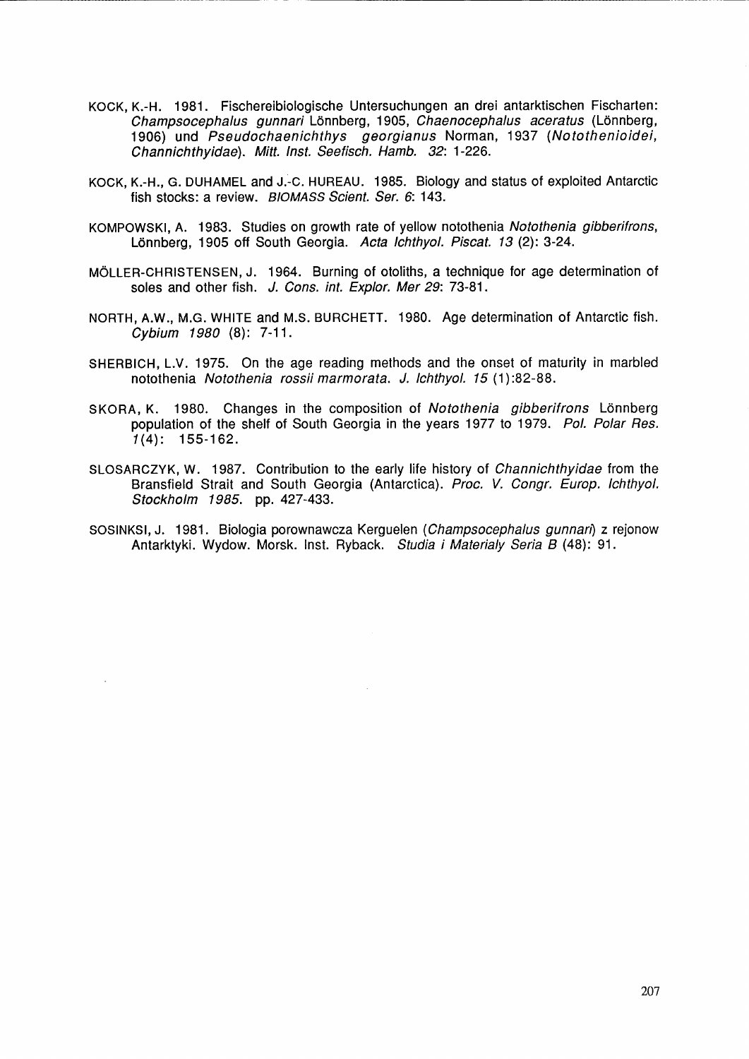KOCK, K.-H. 1981. Fischereibiologische Untersuchungen an drei antarktischen Fischarten: *Champsocephalus gunnari* Lönnberg, 1905, *Chaenocephalus aceratus* (Lönnberg, 1906) und *Pseudochaenichthys georgianus* Norman, 1937 (*Notothenioidei, Channichthyidae*). *Mitt. Inst. Seefisch. Hamb. 32*: 1-226.

KOCK, K.-H., G. DUHAMEL and J.-C. HUREAU. 1985. Biology and status of exploited Antarctic fish stocks: a review. *BIOMASS Scient. Ser. 6*: 143.

KOMPOWSKI, A. 1983. Studies on growth rate of yellow notothenia *Notothenia gibberifrons*, Lönnberg, 1905 off South Georgia. *Acta Ichthyol. Piscat. 13* (2): 3-24.

MÖLLER-CHRISTENSEN, J. 1964. Burning of otoliths, a technique for age determination of soles and other fish. *J. Cons. int. Explor. Mer 29*: 73-81.

NORTH, A.W., M.G. WHITE and M.S. BURCHETT. 1980. Age determination of Antarctic fish. *Cybium 1980* (8): 7-11.

SHERBICH, L.V. 1975. On the age reading methods and the onset of maturity in marbled notothenia *Notothenia rossii marmorata*. *J. Ichthyol. 15* (1):82-88.

SKORA, K. 1980. Changes in the composition of *Notothenia gibberifrons* Lönnberg population of the shelf of South Georgia in the years 1977 to 1979. *Pol. Polar Res. 1*(4): 155-162.

SLOSARCZYK, W. 1987. Contribution to the early life history of *Channichthyidae* from the Bransfield Strait and South Georgia (Antarctica). *Proc. V. Congr. Europ. Ichthyol. Stockholm 1985*. pp. 427-433.

SOSINKSI, J. 1981. Biologia porownawcza Kerguelen (*Champsocephalus gunnari*) z rejonow Antarktyki. Wydow. Morsk. Inst. Ryback. *Studia i Materialy Seria B* (48): 91.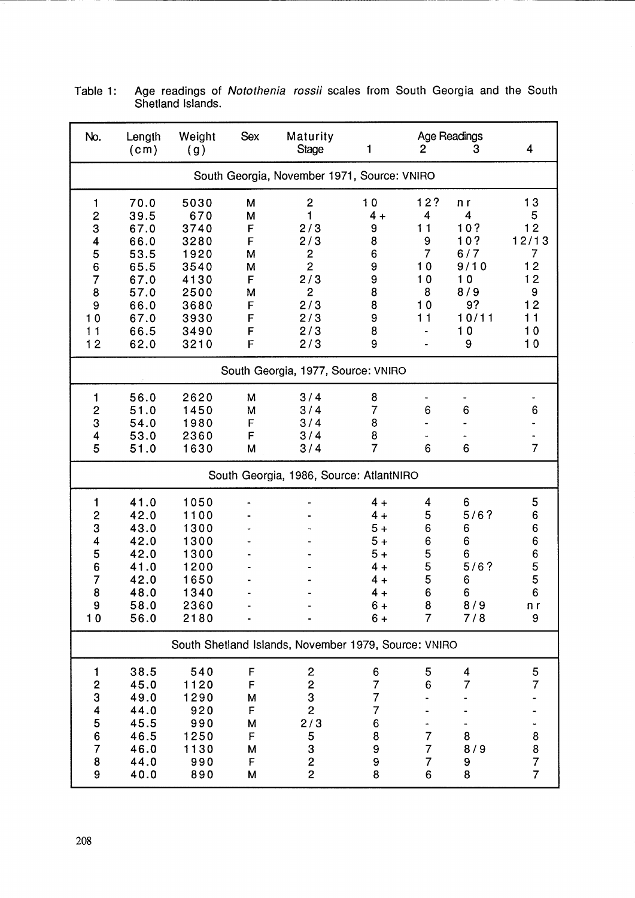Table 1: Age readings of *Notothenia rossii* scales from South Georgia and the South Shetland Islands.

| No. | Length (cm) | Weight (g) | Sex | Maturity Stage | Age Readings 1 | 2 | 3 | 4 |
|---|---|---|---|---|---|---|---|---|
| **South Georgia, November 1971, Source: VNIRO** | | | | | | | | |
| 1 | 70.0 | 5030 | M | 2 | 10 | 12? | nr | 13 |
| 2 | 39.5 | 670 | M | 1 | 4+ | 4 | 4 | 5 |
| 3 | 67.0 | 3740 | F | 2/3 | 9 | 11 | 10? | 12 |
| 4 | 66.0 | 3280 | F | 2/3 | 8 | 9 | 10? | 12/13 |
| 5 | 53.5 | 1920 | M | 2 | 6 | 7 | 6/7 | 7 |
| 6 | 65.5 | 3540 | M | 2 | 9 | 10 | 9/10 | 12 |
| 7 | 67.0 | 4130 | F | 2/3 | 9 | 10 | 10 | 12 |
| 8 | 57.0 | 2500 | M | 2 | 8 | 8 | 8/9 | 9 |
| 9 | 66.0 | 3680 | F | 2/3 | 8 | 10 | 9? | 12 |
| 10 | 67.0 | 3930 | F | 2/3 | 9 | 11 | 10/11 | 11 |
| 11 | 66.5 | 3490 | F | 2/3 | 8 | - | 10 | 10 |
| 12 | 62.0 | 3210 | F | 2/3 | 9 | - | 9 | 10 |
| **South Georgia, 1977, Source: VNIRO** | | | | | | | | |
| 1 | 56.0 | 2620 | M | 3/4 | 8 | - | - | - |
| 2 | 51.0 | 1450 | M | 3/4 | 7 | 6 | 6 | 6 |
| 3 | 54.0 | 1980 | F | 3/4 | 8 | - | - | - |
| 4 | 53.0 | 2360 | F | 3/4 | 8 | - | - | - |
| 5 | 51.0 | 1630 | M | 3/4 | 7 | 6 | 6 | 7 |
| **South Georgia, 1986, Source: AtlantNIRO** | | | | | | | | |
| 1 | 41.0 | 1050 | - | - | 4+ | 4 | 6 | 5 |
| 2 | 42.0 | 1100 | - | - | 4+ | 5 | 5/6? | 6 |
| 3 | 43.0 | 1300 | - | - | 5+ | 6 | 6 | 6 |
| 4 | 42.0 | 1300 | - | - | 5+ | 6 | 6 | 6 |
| 5 | 42.0 | 1300 | - | - | 5+ | 5 | 6 | 6 |
| 6 | 41.0 | 1200 | - | - | 4+ | 5 | 5/6? | 5 |
| 7 | 42.0 | 1650 | - | - | 4+ | 5 | 6 | 5 |
| 8 | 48.0 | 1340 | - | - | 4+ | 6 | 6 | 6 |
| 9 | 58.0 | 2360 | - | - | 6+ | 8 | 8/9 | nr |
| 10 | 56.0 | 2180 | - | - | 6+ | 7 | 7/8 | 9 |
| **South Shetland Islands, November 1979, Source: VNIRO** | | | | | | | | |
| 1 | 38.5 | 540 | F | 2 | 6 | 5 | 4 | 5 |
| 2 | 45.0 | 1120 | F | 2 | 7 | 6 | 7 | 7 |
| 3 | 49.0 | 1290 | M | 3 | 7 | - | - | - |
| 4 | 44.0 | 920 | F | 2 | 7 | - | - | - |
| 5 | 45.5 | 990 | M | 2/3 | 6 | - | - | - |
| 6 | 46.5 | 1250 | F | 5 | 8 | 7 | 8 | 8 |
| 7 | 46.0 | 1130 | M | 3 | 9 | 7 | 8/9 | 8 |
| 8 | 44.0 | 990 | F | 2 | 9 | 7 | 9 | 7 |
| 9 | 40.0 | 890 | M | 2 | 8 | 6 | 8 | 7 |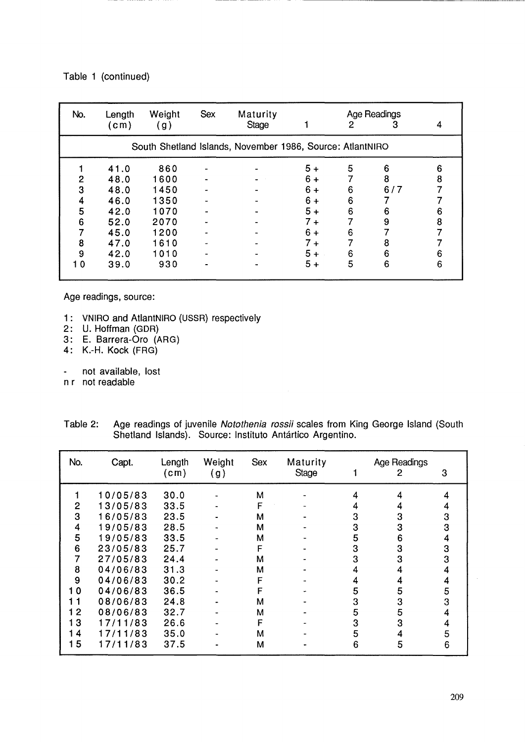Table 1 (continued)

| No. | Length (cm) | Weight (g) | Sex | Maturity Stage | Age Readings 1 | 2 | 3 | 4 |
|---|---|---|---|---|---|---|---|---|
| South Shetland Islands, November 1986, Source: AtlantNIRO | | | | | | | | |
| 1 | 41.0 | 860 | - | - | 5 + | 5 | 6 | 6 |
| 2 | 48.0 | 1600 | - | - | 6 + | 7 | 8 | 8 |
| 3 | 48.0 | 1450 | - | - | 6 + | 6 | 6 / 7 | 7 |
| 4 | 46.0 | 1350 | - | - | 6 + | 6 | 7 | 7 |
| 5 | 42.0 | 1070 | - | - | 5 + | 6 | 6 | 6 |
| 6 | 52.0 | 2070 | - | - | 7 + | 7 | 9 | 8 |
| 7 | 45.0 | 1200 | - | - | 6 + | 6 | 7 | 7 |
| 8 | 47.0 | 1610 | - | - | 7 + | 7 | 8 | 7 |
| 9 | 42.0 | 1010 | - | - | 5 + | 6 | 6 | 6 |
| 10 | 39.0 | 930 | - | - | 5 + | 5 | 6 | 6 |

Age readings, source:

1: VNIRO and AtlantNIRO (USSR) respectively
2: U. Hoffman (GDR)
3: E. Barrera-Oro (ARG)
4: K.-H. Kock (FRG)

\- not available, lost
n r not readable

Table 2: Age readings of juvenile *Notothenia rossii* scales from King George Island (South Shetland Islands). Source: Instituto Antártico Argentino.

| No. | Capt. | Length (cm) | Weight (g) | Sex | Maturity Stage | Age Readings 1 | 2 | 3 |
|---|---|---|---|---|---|---|---|---|
| 1 | 10/05/83 | 30.0 | - | M | - | 4 | 4 | 4 |
| 2 | 13/05/83 | 33.5 | - | F | - | 4 | 4 | 4 |
| 3 | 16/05/83 | 23.5 | - | M | - | 3 | 3 | 3 |
| 4 | 19/05/83 | 28.5 | - | M | - | 3 | 3 | 3 |
| 5 | 19/05/83 | 33.5 | - | M | - | 5 | 6 | 4 |
| 6 | 23/05/83 | 25.7 | - | F | - | 3 | 3 | 3 |
| 7 | 27/05/83 | 24.4 | - | M | - | 3 | 3 | 3 |
| 8 | 04/06/83 | 31.3 | - | M | - | 4 | 4 | 4 |
| 9 | 04/06/83 | 30.2 | - | F | - | 4 | 4 | 4 |
| 10 | 04/06/83 | 36.5 | - | F | - | 5 | 5 | 5 |
| 11 | 08/06/83 | 24.8 | - | M | - | 3 | 3 | 3 |
| 12 | 08/06/83 | 32.7 | - | M | - | 5 | 5 | 4 |
| 13 | 17/11/83 | 26.6 | - | F | - | 3 | 3 | 4 |
| 14 | 17/11/83 | 35.0 | - | M | - | 5 | 4 | 5 |
| 15 | 17/11/83 | 37.5 | - | M | - | 6 | 5 | 6 |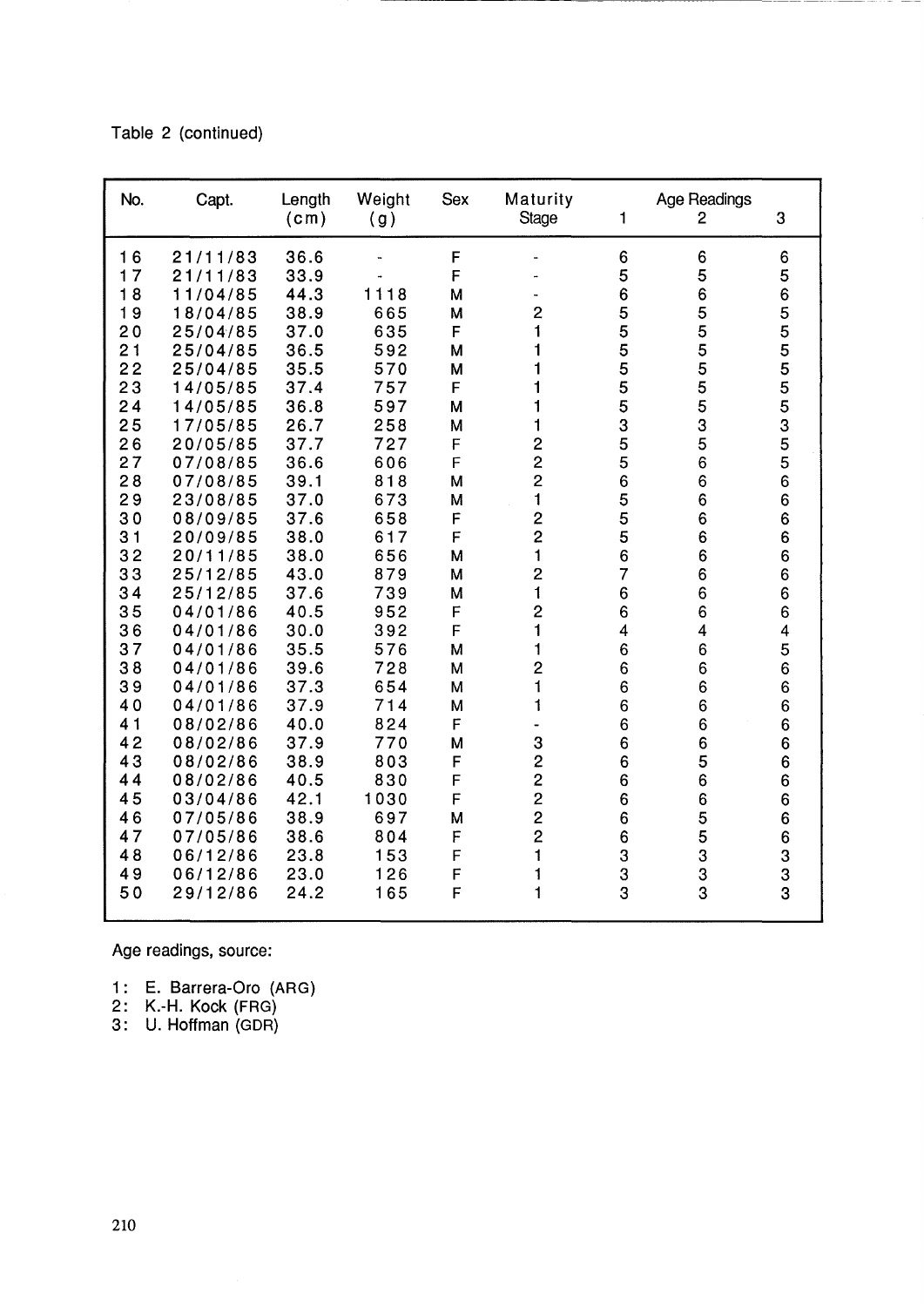Table 2 (continued)

| No. | Capt. | Length (cm) | Weight (g) | Sex | Maturity Stage | Age Readings 1 | 2 | 3 |
|---|---|---|---|---|---|---|---|---|
| 16 | 21/11/83 | 36.6 | - | F | - | 6 | 6 | 6 |
| 17 | 21/11/83 | 33.9 | - | F | - | 5 | 5 | 5 |
| 18 | 11/04/85 | 44.3 | 1118 | M | - | 6 | 6 | 6 |
| 19 | 18/04/85 | 38.9 | 665 | M | 2 | 5 | 5 | 5 |
| 20 | 25/04/85 | 37.0 | 635 | F | 1 | 5 | 5 | 5 |
| 21 | 25/04/85 | 36.5 | 592 | M | 1 | 5 | 5 | 5 |
| 22 | 25/04/85 | 35.5 | 570 | M | 1 | 5 | 5 | 5 |
| 23 | 14/05/85 | 37.4 | 757 | F | 1 | 5 | 5 | 5 |
| 24 | 14/05/85 | 36.8 | 597 | M | 1 | 5 | 5 | 5 |
| 25 | 17/05/85 | 26.7 | 258 | M | 1 | 3 | 3 | 3 |
| 26 | 20/05/85 | 37.7 | 727 | F | 2 | 5 | 5 | 5 |
| 27 | 07/08/85 | 36.6 | 606 | F | 2 | 5 | 6 | 5 |
| 28 | 07/08/85 | 39.1 | 818 | M | 2 | 6 | 6 | 6 |
| 29 | 23/08/85 | 37.0 | 673 | M | 1 | 5 | 6 | 6 |
| 30 | 08/09/85 | 37.6 | 658 | F | 2 | 5 | 6 | 6 |
| 31 | 20/09/85 | 38.0 | 617 | F | 2 | 5 | 6 | 6 |
| 32 | 20/11/85 | 38.0 | 656 | M | 1 | 6 | 6 | 6 |
| 33 | 25/12/85 | 43.0 | 879 | M | 2 | 7 | 6 | 6 |
| 34 | 25/12/85 | 37.6 | 739 | M | 1 | 6 | 6 | 6 |
| 35 | 04/01/86 | 40.5 | 952 | F | 2 | 6 | 6 | 6 |
| 36 | 04/01/86 | 30.0 | 392 | F | 1 | 4 | 4 | 4 |
| 37 | 04/01/86 | 35.5 | 576 | M | 1 | 6 | 6 | 5 |
| 38 | 04/01/86 | 39.6 | 728 | M | 2 | 6 | 6 | 6 |
| 39 | 04/01/86 | 37.3 | 654 | M | 1 | 6 | 6 | 6 |
| 40 | 04/01/86 | 37.9 | 714 | M | 1 | 6 | 6 | 6 |
| 41 | 08/02/86 | 40.0 | 824 | F | - | 6 | 6 | 6 |
| 42 | 08/02/86 | 37.9 | 770 | M | 3 | 6 | 6 | 6 |
| 43 | 08/02/86 | 38.9 | 803 | F | 2 | 6 | 5 | 6 |
| 44 | 08/02/86 | 40.5 | 830 | F | 2 | 6 | 6 | 6 |
| 45 | 03/04/86 | 42.1 | 1030 | F | 2 | 6 | 6 | 6 |
| 46 | 07/05/86 | 38.9 | 697 | M | 2 | 6 | 5 | 6 |
| 47 | 07/05/86 | 38.6 | 804 | F | 2 | 6 | 5 | 6 |
| 48 | 06/12/86 | 23.8 | 153 | F | 1 | 3 | 3 | 3 |
| 49 | 06/12/86 | 23.0 | 126 | F | 1 | 3 | 3 | 3 |
| 50 | 29/12/86 | 24.2 | 165 | F | 1 | 3 | 3 | 3 |

Age readings, source:

1: E. Barrera-Oro (ARG)
2: K.-H. Kock (FRG)
3: U. Hoffman (GDR)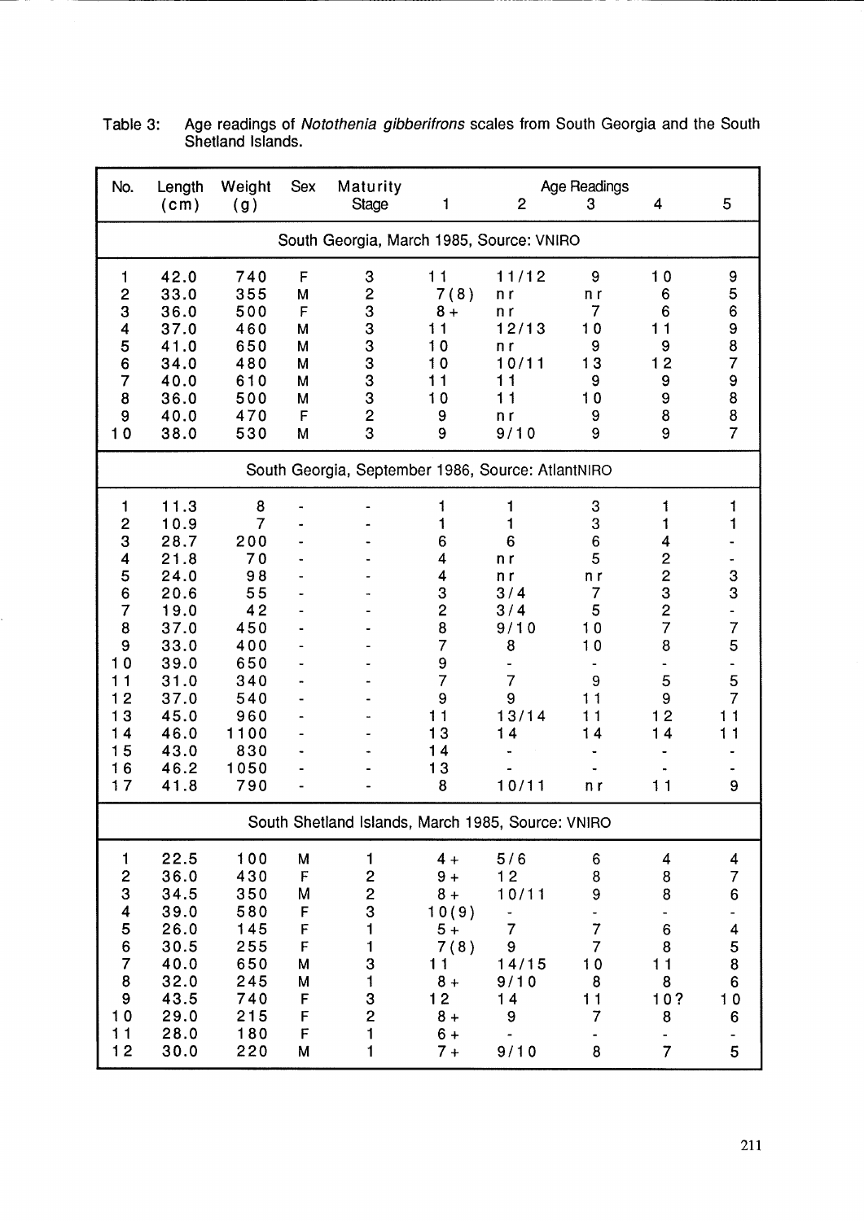Table 3: Age readings of *Notothenia gibberifrons* scales from South Georgia and the South Shetland Islands.

| No. | Length (cm) | Weight (g) | Sex | Maturity Stage | Age Readings 1 | 2 | 3 | 4 | 5 |
|---|---|---|---|---|---|---|---|---|---|
| **South Georgia, March 1985, Source: VNIRO** | | | | | | | | | |
| 1 | 42.0 | 740 | F | 3 | 11 | 11/12 | 9 | 10 | 9 |
| 2 | 33.0 | 355 | M | 2 | 7(8) | nr | nr | 6 | 5 |
| 3 | 36.0 | 500 | F | 3 | 8+ | nr | 7 | 6 | 6 |
| 4 | 37.0 | 460 | M | 3 | 11 | 12/13 | 10 | 11 | 9 |
| 5 | 41.0 | 650 | M | 3 | 10 | nr | 9 | 9 | 8 |
| 6 | 34.0 | 480 | M | 3 | 10 | 10/11 | 13 | 12 | 7 |
| 7 | 40.0 | 610 | M | 3 | 11 | 11 | 9 | 9 | 9 |
| 8 | 36.0 | 500 | M | 3 | 10 | 11 | 10 | 9 | 8 |
| 9 | 40.0 | 470 | F | 2 | 9 | nr | 9 | 8 | 8 |
| 10 | 38.0 | 530 | M | 3 | 9 | 9/10 | 9 | 9 | 7 |
| **South Georgia, September 1986, Source: AtlantNIRO** | | | | | | | | | |
| 1 | 11.3 | 8 | - | - | 1 | 1 | 3 | 1 | 1 |
| 2 | 10.9 | 7 | - | - | 1 | 1 | 3 | 1 | 1 |
| 3 | 28.7 | 200 | - | - | 6 | 6 | 6 | 4 | - |
| 4 | 21.8 | 70 | - | - | 4 | nr | 5 | 2 | - |
| 5 | 24.0 | 98 | - | - | 4 | nr | nr | 2 | 3 |
| 6 | 20.6 | 55 | - | - | 3 | 3/4 | 7 | 3 | 3 |
| 7 | 19.0 | 42 | - | - | 2 | 3/4 | 5 | 2 | - |
| 8 | 37.0 | 450 | - | - | 8 | 9/10 | 10 | 7 | 7 |
| 9 | 33.0 | 400 | - | - | 7 | 8 | 10 | 8 | 5 |
| 10 | 39.0 | 650 | - | - | 9 | - | - | - | - |
| 11 | 31.0 | 340 | - | - | 7 | 7 | 9 | 5 | 5 |
| 12 | 37.0 | 540 | - | - | 9 | 9 | 11 | 9 | 7 |
| 13 | 45.0 | 960 | - | - | 11 | 13/14 | 11 | 12 | 11 |
| 14 | 46.0 | 1100 | - | - | 13 | 14 | 14 | 14 | 11 |
| 15 | 43.0 | 830 | - | - | 14 | - | - | - | - |
| 16 | 46.2 | 1050 | - | - | 13 | - | - | - | - |
| 17 | 41.8 | 790 | - | - | 8 | 10/11 | nr | 11 | 9 |
| **South Shetland Islands, March 1985, Source: VNIRO** | | | | | | | | | |
| 1 | 22.5 | 100 | M | 1 | 4+ | 5/6 | 6 | 4 | 4 |
| 2 | 36.0 | 430 | F | 2 | 9+ | 12 | 8 | 8 | 7 |
| 3 | 34.5 | 350 | M | 2 | 8+ | 10/11 | 9 | 8 | 6 |
| 4 | 39.0 | 580 | F | 3 | 10(9) | - | - | - | - |
| 5 | 26.0 | 145 | F | 1 | 5+ | 7 | 7 | 6 | 4 |
| 6 | 30.5 | 255 | F | 1 | 7(8) | 9 | 7 | 8 | 5 |
| 7 | 40.0 | 650 | M | 3 | 11 | 14/15 | 10 | 11 | 8 |
| 8 | 32.0 | 245 | M | 1 | 8+ | 9/10 | 8 | 8 | 6 |
| 9 | 43.5 | 740 | F | 3 | 12 | 14 | 11 | 10? | 10 |
| 10 | 29.0 | 215 | F | 2 | 8+ | 9 | 7 | 8 | 6 |
| 11 | 28.0 | 180 | F | 1 | 6+ | - | - | - | - |
| 12 | 30.0 | 220 | M | 1 | 7+ | 9/10 | 8 | 7 | 5 |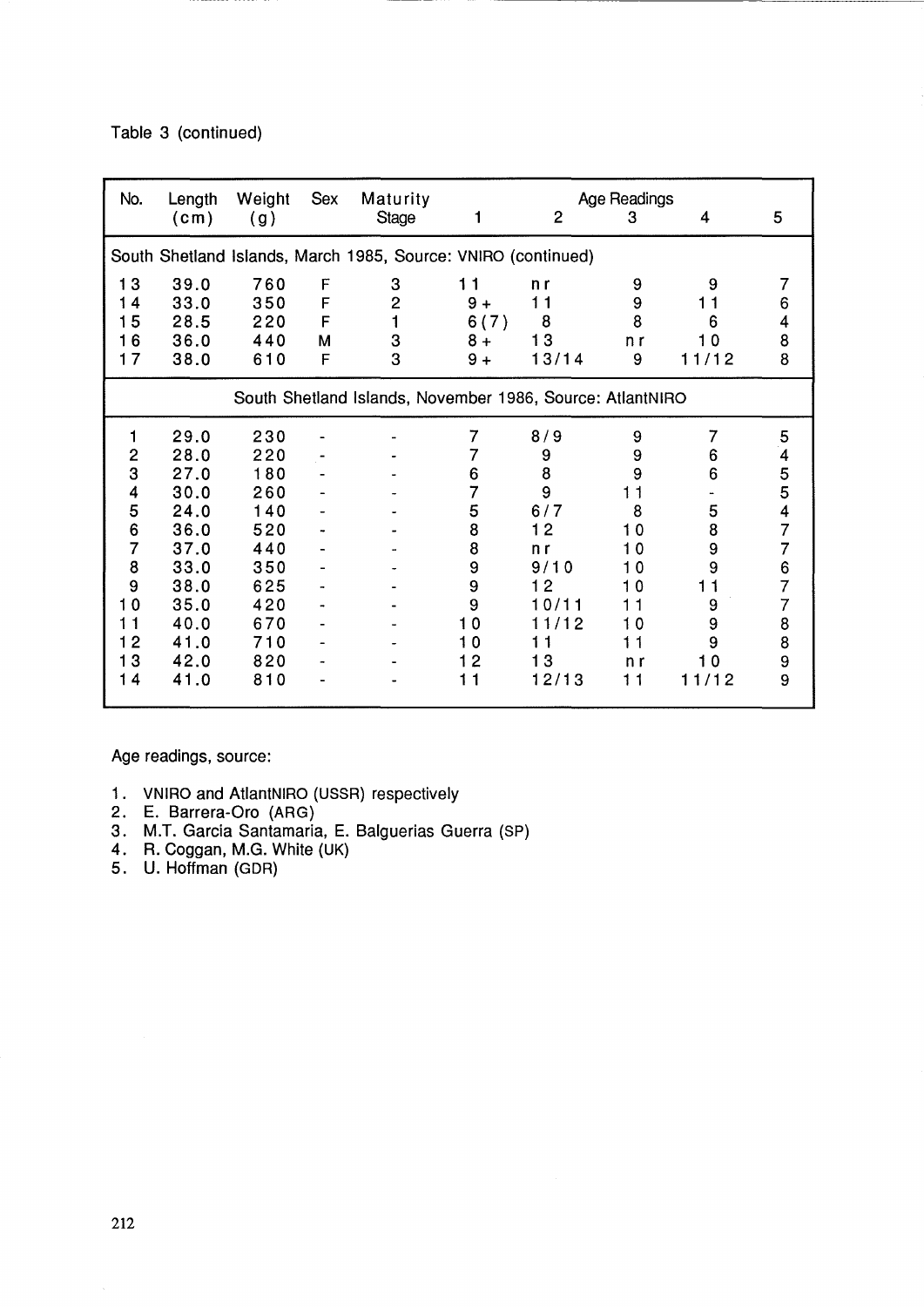Table 3 (continued)

| No. | Length (cm) | Weight (g) | Sex | Maturity Stage | Age Readings 1 | 2 | 3 | 4 | 5 |
|---|---|---|---|---|---|---|---|---|---|
| South Shetland Islands, March 1985, Source: VNIRO (continued) | | | | | | | | | |
| 13 | 39.0 | 760 | F | 3 | 11 | nr | 9 | 9 | 7 |
| 14 | 33.0 | 350 | F | 2 | 9+ | 11 | 9 | 11 | 6 |
| 15 | 28.5 | 220 | F | 1 | 6(7) | 8 | 8 | 6 | 4 |
| 16 | 36.0 | 440 | M | 3 | 8+ | 13 | nr | 10 | 8 |
| 17 | 38.0 | 610 | F | 3 | 9+ | 13/14 | 9 | 11/12 | 8 |
| South Shetland Islands, November 1986, Source: AtlantNIRO | | | | | | | | | |
| 1 | 29.0 | 230 | - | - | 7 | 8/9 | 9 | 7 | 5 |
| 2 | 28.0 | 220 | - | - | 7 | 9 | 9 | 6 | 4 |
| 3 | 27.0 | 180 | - | - | 6 | 8 | 9 | 6 | 5 |
| 4 | 30.0 | 260 | - | - | 7 | 9 | 11 | - | 5 |
| 5 | 24.0 | 140 | - | - | 5 | 6/7 | 8 | 5 | 4 |
| 6 | 36.0 | 520 | - | - | 8 | 12 | 10 | 8 | 7 |
| 7 | 37.0 | 440 | - | - | 8 | nr | 10 | 9 | 7 |
| 8 | 33.0 | 350 | - | - | 9 | 9/10 | 10 | 9 | 6 |
| 9 | 38.0 | 625 | - | - | 9 | 12 | 10 | 11 | 7 |
| 10 | 35.0 | 420 | - | - | 9 | 10/11 | 11 | 9 | 7 |
| 11 | 40.0 | 670 | - | - | 10 | 11/12 | 10 | 9 | 8 |
| 12 | 41.0 | 710 | - | - | 10 | 11 | 11 | 9 | 8 |
| 13 | 42.0 | 820 | - | - | 12 | 13 | nr | 10 | 9 |
| 14 | 41.0 | 810 | - | - | 11 | 12/13 | 11 | 11/12 | 9 |

Age readings, source:

1. VNIRO and AtlantNIRO (USSR) respectively
2. E. Barrera-Oro (ARG)
3. M.T. Garcia Santamaria, E. Balguerias Guerra (SP)
4. R. Coggan, M.G. White (UK)
5. U. Hoffman (GDR)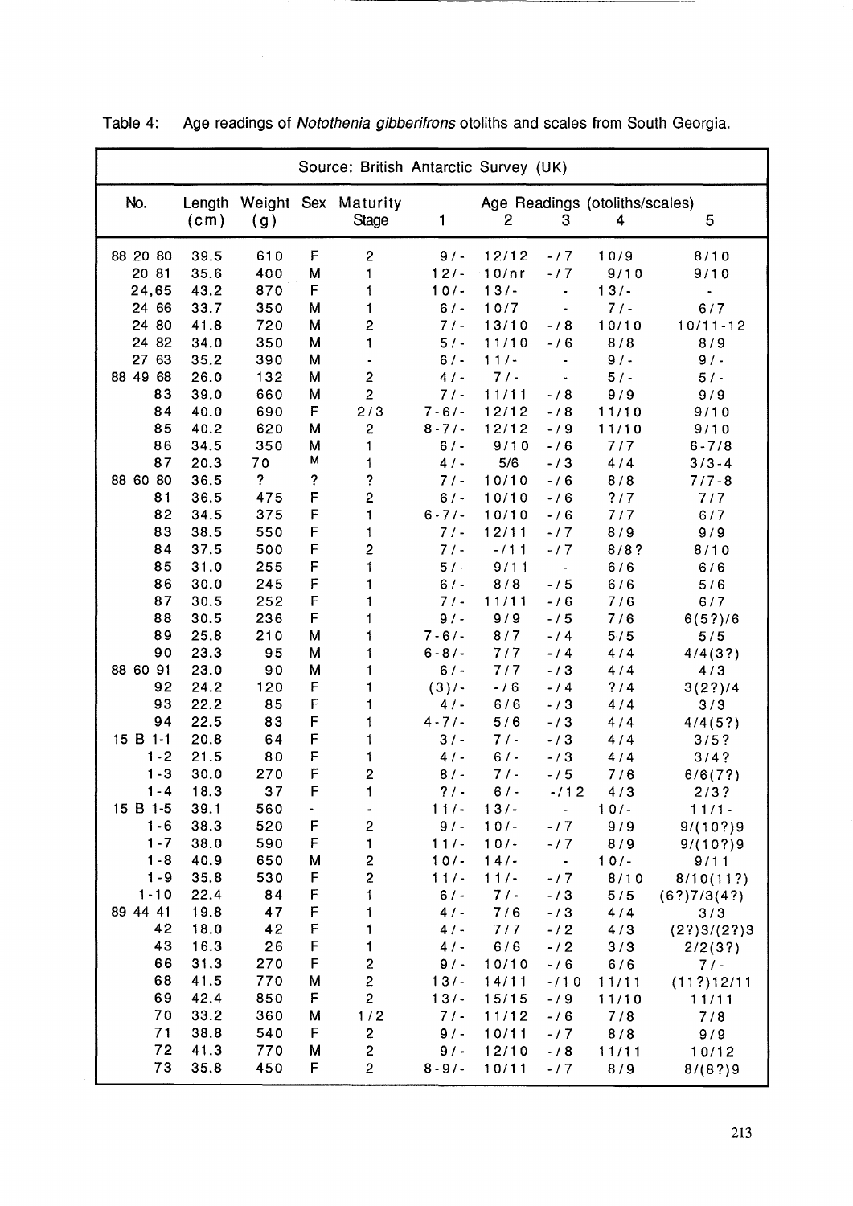Table 4: Age readings of *Notothenia gibberifrons* otoliths and scales from South Georgia.

| Source: British Antarctic Survey (UK) | | | | | | | | | |
|---|---|---|---|---|---|---|---|---|---|
| No. | Length (cm) | Weight (g) | Sex | Maturity Stage | Age Readings (otoliths/scales) 1 | 2 | 3 | 4 | 5 |
| 88 20 80 | 39.5 | 610 | F | 2 | 9/- | 12/12 | -/7 | 10/9 | 8/10 |
| 20 81 | 35.6 | 400 | M | 1 | 12/- | 10/nr | -/7 | 9/10 | 9/10 |
| 24,65 | 43.2 | 870 | F | 1 | 10/- | 13/- | - | 13/- | - |
| 24 66 | 33.7 | 350 | M | 1 | 6/- | 10/7 | - | 7/- | 6/7 |
| 24 80 | 41.8 | 720 | M | 2 | 7/- | 13/10 | -/8 | 10/10 | 10/11-12 |
| 24 82 | 34.0 | 350 | M | 1 | 5/- | 11/10 | -/6 | 8/8 | 8/9 |
| 27 63 | 35.2 | 390 | M | - | 6/- | 11/- | - | 9/- | 9/- |
| 88 49 68 | 26.0 | 132 | M | 2 | 4/- | 7/- | - | 5/- | 5/- |
| 83 | 39.0 | 660 | M | 2 | 7/- | 11/11 | -/8 | 9/9 | 9/9 |
| 84 | 40.0 | 690 | F | 2/3 | 7-6/- | 12/12 | -/8 | 11/10 | 9/10 |
| 85 | 40.2 | 620 | M | 2 | 8-7/- | 12/12 | -/9 | 11/10 | 9/10 |
| 86 | 34.5 | 350 | M | 1 | 6/- | 9/10 | -/6 | 7/7 | 6-7/8 |
| 87 | 20.3 | 70 | M | 1 | 4/- | 5/6 | -/3 | 4/4 | 3/3-4 |
| 88 60 80 | 36.5 | ? | ? | ? | 7/- | 10/10 | -/6 | 8/8 | 7/7-8 |
| 81 | 36.5 | 475 | F | 2 | 6/- | 10/10 | -/6 | ?/7 | 7/7 |
| 82 | 34.5 | 375 | F | 1 | 6-7/- | 10/10 | -/6 | 7/7 | 6/7 |
| 83 | 38.5 | 550 | F | 1 | 7/- | 12/11 | -/7 | 8/9 | 9/9 |
| 84 | 37.5 | 500 | F | 2 | 7/- | -/11 | -/7 | 8/8? | 8/10 |
| 85 | 31.0 | 255 | F | 1 | 5/- | 9/11 | - | 6/6 | 6/6 |
| 86 | 30.0 | 245 | F | 1 | 6/- | 8/8 | -/5 | 6/6 | 5/6 |
| 87 | 30.5 | 252 | F | 1 | 7/- | 11/11 | -/6 | 7/6 | 6/7 |
| 88 | 30.5 | 236 | F | 1 | 9/- | 9/9 | -/5 | 7/6 | 6(5?)/6 |
| 89 | 25.8 | 210 | M | 1 | 7-6/- | 8/7 | -/4 | 5/5 | 5/5 |
| 90 | 23.3 | 95 | M | 1 | 6-8/- | 7/7 | -/4 | 4/4 | 4/4(3?) |
| 88 60 91 | 23.0 | 90 | M | 1 | 6/- | 7/7 | -/3 | 4/4 | 4/3 |
| 92 | 24.2 | 120 | F | 1 | (3)/- | -/6 | -/4 | ?/4 | 3(2?)/4 |
| 93 | 22.2 | 85 | F | 1 | 4/- | 6/6 | -/3 | 4/4 | 3/3 |
| 94 | 22.5 | 83 | F | 1 | 4-7/- | 5/6 | -/3 | 4/4 | 4/4(5?) |
| 15 B 1-1 | 20.8 | 64 | F | 1 | 3/- | 7/- | -/3 | 4/4 | 3/5? |
| 1-2 | 21.5 | 80 | F | 1 | 4/- | 6/- | -/3 | 4/4 | 3/4? |
| 1-3 | 30.0 | 270 | F | 2 | 8/- | 7/- | -/5 | 7/6 | 6/6(7?) |
| 1-4 | 18.3 | 37 | F | 1 | ?/- | 6/- | -/12 | 4/3 | 2/3? |
| 15 B 1-5 | 39.1 | 560 | - | - | 11/- | 13/- | - | 10/- | 11/1- |
| 1-6 | 38.3 | 520 | F | 2 | 9/- | 10/- | -/7 | 9/9 | 9/(10?)9 |
| 1-7 | 38.0 | 590 | F | 1 | 11/- | 10/- | -/7 | 8/9 | 9/(10?)9 |
| 1-8 | 40.9 | 650 | M | 2 | 10/- | 14/- | - | 10/- | 9/11 |
| 1-9 | 35.8 | 530 | F | 2 | 11/- | 11/- | -/7 | 8/10 | 8/10(11?) |
| 1-10 | 22.4 | 84 | F | 1 | 6/- | 7/- | -/3 | 5/5 | (6?)7/3(4?) |
| 89 44 41 | 19.8 | 47 | F | 1 | 4/- | 7/6 | -/3 | 4/4 | 3/3 |
| 42 | 18.0 | 42 | F | 1 | 4/- | 7/7 | -/2 | 4/3 | (2?)3/(2?)3 |
| 43 | 16.3 | 26 | F | 1 | 4/- | 6/6 | -/2 | 3/3 | 2/2(3?) |
| 66 | 31.3 | 270 | F | 2 | 9/- | 10/10 | -/6 | 6/6 | 7/- |
| 68 | 41.5 | 770 | M | 2 | 13/- | 14/11 | -/10 | 11/11 | (11?)12/11 |
| 69 | 42.4 | 850 | F | 2 | 13/- | 15/15 | -/9 | 11/10 | 11/11 |
| 70 | 33.2 | 360 | M | 1/2 | 7/- | 11/12 | -/6 | 7/8 | 7/8 |
| 71 | 38.8 | 540 | F | 2 | 9/- | 10/11 | -/7 | 8/8 | 9/9 |
| 72 | 41.3 | 770 | M | 2 | 9/- | 12/10 | -/8 | 11/11 | 10/12 |
| 73 | 35.8 | 450 | F | 2 | 8-9/- | 10/11 | -/7 | 8/9 | 8/(8?)9 |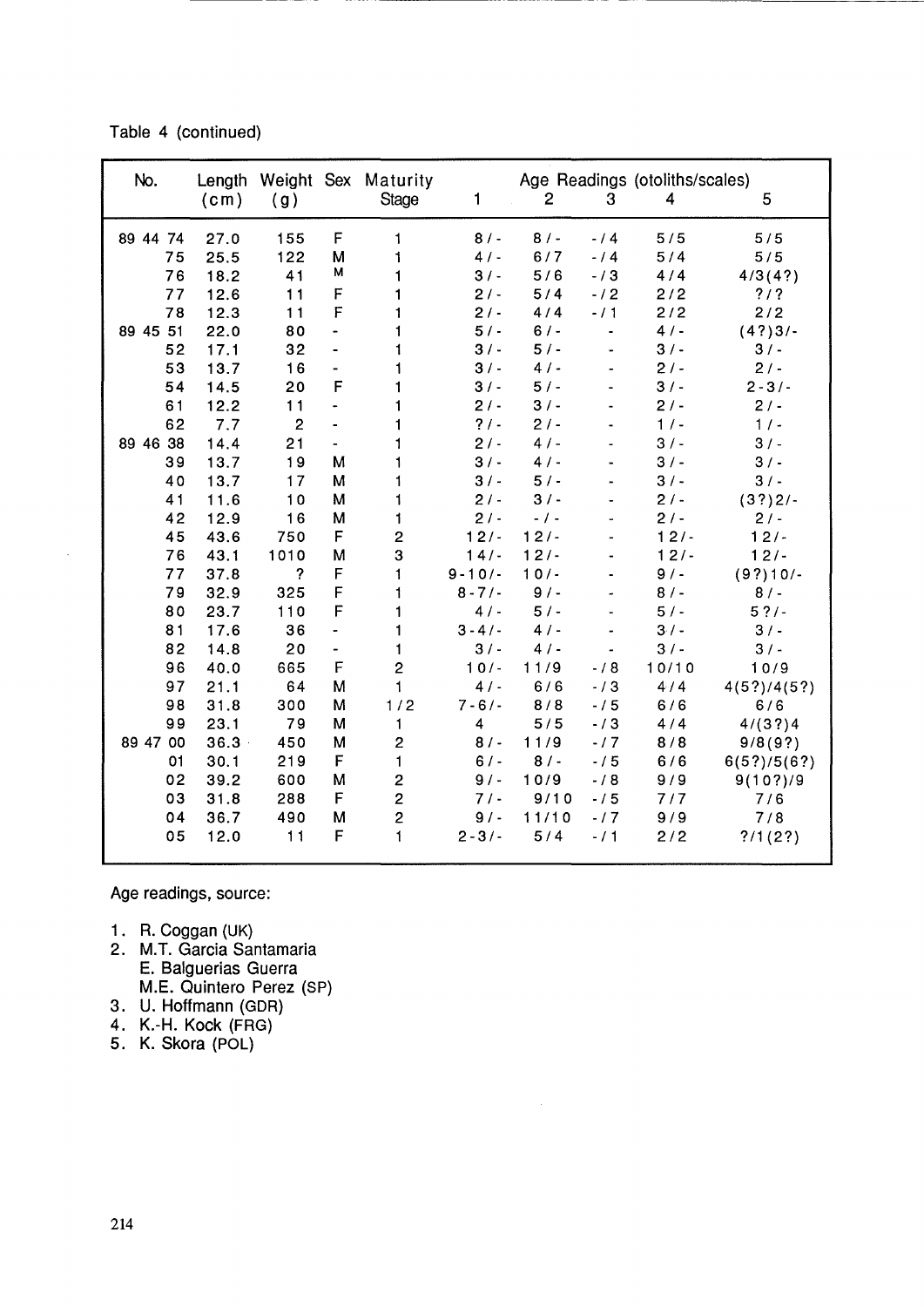Table 4 (continued)

| No. | Length (cm) | Weight (g) | Sex | Maturity Stage | Age Readings (otoliths/scales) 1 | 2 | 3 | 4 | 5 |
|---|---|---|---|---|---|---|---|---|---|
| 89 44 74 | 27.0 | 155 | F | 1 | 8 / - | 8 / - | - / 4 | 5 / 5 | 5 / 5 |
| 75 | 25.5 | 122 | M | 1 | 4 / - | 6 / 7 | - / 4 | 5 / 4 | 5 / 5 |
| 76 | 18.2 | 41 | M | 1 | 3 / - | 5 / 6 | - / 3 | 4 / 4 | 4/3(4?) |
| 77 | 12.6 | 11 | F | 1 | 2 / - | 5 / 4 | - / 2 | 2 / 2 | ? / ? |
| 78 | 12.3 | 11 | F | 1 | 2 / - | 4 / 4 | - / 1 | 2 / 2 | 2 / 2 |
| 89 45 51 | 22.0 | 80 | - | 1 | 5 / - | 6 / - | - | 4 / - | (4?)3/- |
| 52 | 17.1 | 32 | - | 1 | 3 / - | 5 / - | - | 3 / - | 3 / - |
| 53 | 13.7 | 16 | - | 1 | 3 / - | 4 / - | - | 2 / - | 2 / - |
| 54 | 14.5 | 20 | F | 1 | 3 / - | 5 / - | - | 3 / - | 2 - 3 / - |
| 61 | 12.2 | 11 | - | 1 | 2 / - | 3 / - | - | 2 / - | 2 / - |
| 62 | 7.7 | 2 | - | 1 | ? / - | 2 / - | - | 1 / - | 1 / - |
| 89 46 38 | 14.4 | 21 | - | 1 | 2 / - | 4 / - | - | 3 / - | 3 / - |
| 39 | 13.7 | 19 | M | 1 | 3 / - | 4 / - | - | 3 / - | 3 / - |
| 40 | 13.7 | 17 | M | 1 | 3 / - | 5 / - | - | 3 / - | 3 / - |
| 41 | 11.6 | 10 | M | 1 | 2 / - | 3 / - | - | 2 / - | (3?)2/- |
| 42 | 12.9 | 16 | M | 1 | 2 / - | - / - | - | 2 / - | 2 / - |
| 45 | 43.6 | 750 | F | 2 | 12 / - | 12 / - | - | 12 / - | 12 / - |
| 76 | 43.1 | 1010 | M | 3 | 14 / - | 12 / - | - | 12 / - | 12 / - |
| 77 | 37.8 | ? | F | 1 | 9 - 10 / - | 10 / - | - | 9 / - | (9?)10/- |
| 79 | 32.9 | 325 | F | 1 | 8 - 7 / - | 9 / - | - | 8 / - | 8 / - |
| 80 | 23.7 | 110 | F | 1 | 4 / - | 5 / - | - | 5 / - | 5 ? / - |
| 81 | 17.6 | 36 | - | 1 | 3 - 4 / - | 4 / - | - | 3 / - | 3 / - |
| 82 | 14.8 | 20 | - | 1 | 3 / - | 4 / - | - | 3 / - | 3 / - |
| 96 | 40.0 | 665 | F | 2 | 10 / - | 11 / 9 | - / 8 | 10 / 10 | 10 / 9 |
| 97 | 21.1 | 64 | M | 1 | 4 / - | 6 / 6 | - / 3 | 4 / 4 | 4(5?)/4(5?) |
| 98 | 31.8 | 300 | M | 1 / 2 | 7 - 6 / - | 8 / 8 | - / 5 | 6 / 6 | 6 / 6 |
| 99 | 23.1 | 79 | M | 1 | 4 | 5 / 5 | - / 3 | 4 / 4 | 4/(3?)4 |
| 89 47 00 | 36.3 | 450 | M | 2 | 8 / - | 11 / 9 | - / 7 | 8 / 8 | 9/8(9?) |
| 01 | 30.1 | 219 | F | 1 | 6 / - | 8 / - | - / 5 | 6 / 6 | 6(5?)/5(6?) |
| 02 | 39.2 | 600 | M | 2 | 9 / - | 10 / 9 | - / 8 | 9 / 9 | 9(10?)/9 |
| 03 | 31.8 | 288 | F | 2 | 7 / - | 9 / 10 | - / 5 | 7 / 7 | 7 / 6 |
| 04 | 36.7 | 490 | M | 2 | 9 / - | 11 / 10 | - / 7 | 9 / 9 | 7 / 8 |
| 05 | 12.0 | 11 | F | 1 | 2 - 3 / - | 5 / 4 | - / 1 | 2 / 2 | ?/1(2?) |

Age readings, source:

1. R. Coggan (UK)
2. M.T. Garcia Santamaria
   E. Balguerias Guerra
   M.E. Quintero Perez (SP)
3. U. Hoffmann (GDR)
4. K.-H. Kock (FRG)
5. K. Skora (POL)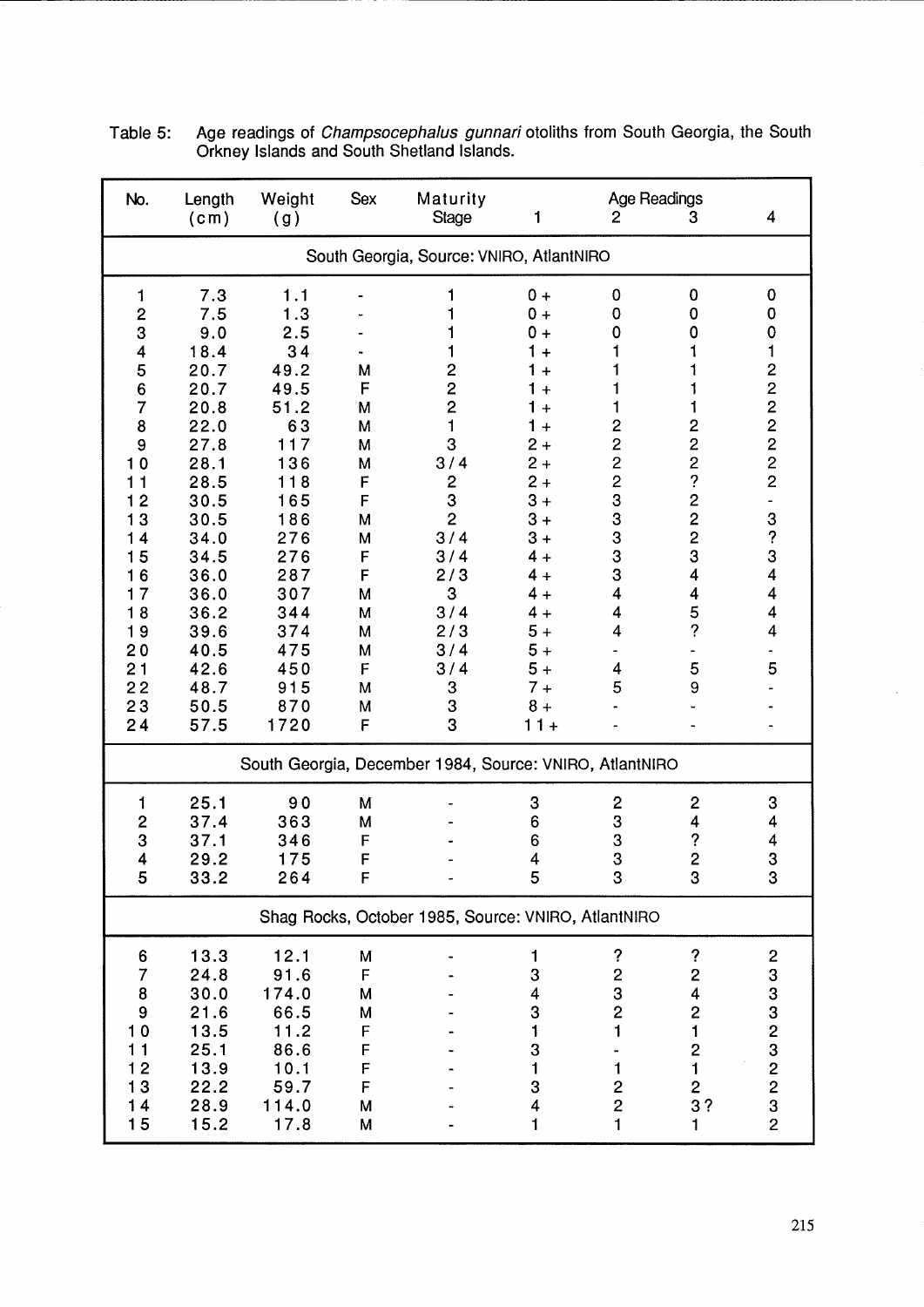Table 5: Age readings of *Champsocephalus gunnari* otoliths from South Georgia, the South Orkney Islands and South Shetland Islands.

| No. | Length (cm) | Weight (g) | Sex | Maturity Stage | Age Readings 1 | 2 | 3 | 4 |
|---|---|---|---|---|---|---|---|---|
| **South Georgia, Source: VNIRO, AtlantNIRO** | | | | | | | | |
| 1 | 7.3 | 1.1 | - | 1 | 0 + | 0 | 0 | 0 |
| 2 | 7.5 | 1.3 | - | 1 | 0 + | 0 | 0 | 0 |
| 3 | 9.0 | 2.5 | - | 1 | 0 + | 0 | 0 | 0 |
| 4 | 18.4 | 34 | - | 1 | 1 + | 1 | 1 | 1 |
| 5 | 20.7 | 49.2 | M | 2 | 1 + | 1 | 1 | 2 |
| 6 | 20.7 | 49.5 | F | 2 | 1 + | 1 | 1 | 2 |
| 7 | 20.8 | 51.2 | M | 2 | 1 + | 1 | 1 | 2 |
| 8 | 22.0 | 63 | M | 1 | 1 + | 2 | 2 | 2 |
| 9 | 27.8 | 117 | M | 3 | 2 + | 2 | 2 | 2 |
| 10 | 28.1 | 136 | M | 3/4 | 2 + | 2 | 2 | 2 |
| 11 | 28.5 | 118 | F | 2 | 2 + | 2 | ? | 2 |
| 12 | 30.5 | 165 | F | 3 | 3 + | 3 | 2 | - |
| 13 | 30.5 | 186 | M | 2 | 3 + | 3 | 2 | 3 |
| 14 | 34.0 | 276 | M | 3/4 | 3 + | 3 | 2 | ? |
| 15 | 34.5 | 276 | F | 3/4 | 4 + | 3 | 3 | 3 |
| 16 | 36.0 | 287 | F | 2/3 | 4 + | 3 | 4 | 4 |
| 17 | 36.0 | 307 | M | 3 | 4 + | 4 | 4 | 4 |
| 18 | 36.2 | 344 | M | 3/4 | 4 + | 4 | 5 | 4 |
| 19 | 39.6 | 374 | M | 2/3 | 5 + | 4 | ? | 4 |
| 20 | 40.5 | 475 | M | 3/4 | 5 + | - | - | - |
| 21 | 42.6 | 450 | F | 3/4 | 5 + | 4 | 5 | 5 |
| 22 | 48.7 | 915 | M | 3 | 7 + | 5 | 9 | - |
| 23 | 50.5 | 870 | M | 3 | 8 + | - | - | - |
| 24 | 57.5 | 1720 | F | 3 | 11 + | - | - | - |
| **South Georgia, December 1984, Source: VNIRO, AtlantNIRO** | | | | | | | | |
| 1 | 25.1 | 90 | M | - | 3 | 2 | 2 | 3 |
| 2 | 37.4 | 363 | M | - | 6 | 3 | 4 | 4 |
| 3 | 37.1 | 346 | F | - | 6 | 3 | ? | 4 |
| 4 | 29.2 | 175 | F | - | 4 | 3 | 2 | 3 |
| 5 | 33.2 | 264 | F | - | 5 | 3 | 3 | 3 |
| **Shag Rocks, October 1985, Source: VNIRO, AtlantNIRO** | | | | | | | | |
| 6 | 13.3 | 12.1 | M | - | 1 | ? | ? | 2 |
| 7 | 24.8 | 91.6 | F | - | 3 | 2 | 2 | 3 |
| 8 | 30.0 | 174.0 | M | - | 4 | 3 | 4 | 3 |
| 9 | 21.6 | 66.5 | M | - | 3 | 2 | 2 | 3 |
| 10 | 13.5 | 11.2 | F | - | 1 | 1 | 1 | 2 |
| 11 | 25.1 | 86.6 | F | - | 3 | - | 2 | 3 |
| 12 | 13.9 | 10.1 | F | - | 1 | 1 | 1 | 2 |
| 13 | 22.2 | 59.7 | F | - | 3 | 2 | 2 | 2 |
| 14 | 28.9 | 114.0 | M | - | 4 | 2 | 3? | 3 |
| 15 | 15.2 | 17.8 | M | - | 1 | 1 | 1 | 2 |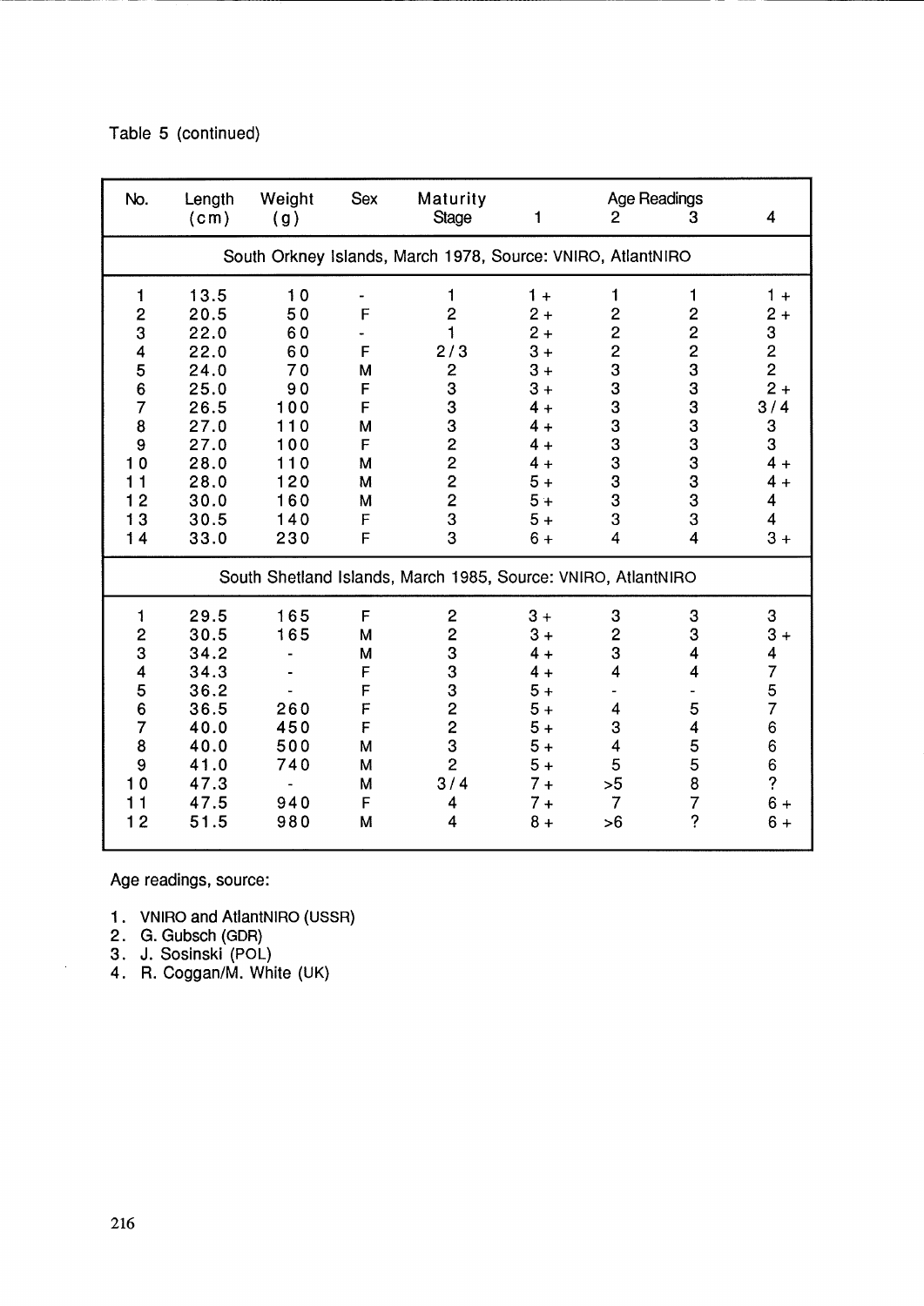Table 5 (continued)

| No. | Length (cm) | Weight (g) | Sex | Maturity Stage | Age Readings 1 | 2 | 3 | 4 |
|---|---|---|---|---|---|---|---|---|
| South Orkney Islands, March 1978, Source: VNIRO, AtlantNIRO | | | | | | | | |
| 1 | 13.5 | 10 | - | 1 | 1 + | 1 | 1 | 1 + |
| 2 | 20.5 | 50 | F | 2 | 2 + | 2 | 2 | 2 + |
| 3 | 22.0 | 60 | - | 1 | 2 + | 2 | 2 | 3 |
| 4 | 22.0 | 60 | F | 2/3 | 3 + | 2 | 2 | 2 |
| 5 | 24.0 | 70 | M | 2 | 3 + | 3 | 3 | 2 |
| 6 | 25.0 | 90 | F | 3 | 3 + | 3 | 3 | 2 + |
| 7 | 26.5 | 100 | F | 3 | 4 + | 3 | 3 | 3/4 |
| 8 | 27.0 | 110 | M | 3 | 4 + | 3 | 3 | 3 |
| 9 | 27.0 | 100 | F | 2 | 4 + | 3 | 3 | 3 |
| 10 | 28.0 | 110 | M | 2 | 4 + | 3 | 3 | 4 + |
| 11 | 28.0 | 120 | M | 2 | 5 + | 3 | 3 | 4 + |
| 12 | 30.0 | 160 | M | 2 | 5 + | 3 | 3 | 4 |
| 13 | 30.5 | 140 | F | 3 | 5 + | 3 | 3 | 4 |
| 14 | 33.0 | 230 | F | 3 | 6 + | 4 | 4 | 3 + |
| South Shetland Islands, March 1985, Source: VNIRO, AtlantNIRO | | | | | | | | |
| 1 | 29.5 | 165 | F | 2 | 3 + | 3 | 3 | 3 |
| 2 | 30.5 | 165 | M | 2 | 3 + | 2 | 3 | 3 + |
| 3 | 34.2 | - | M | 3 | 4 + | 3 | 4 | 4 |
| 4 | 34.3 | - | F | 3 | 4 + | 4 | 4 | 7 |
| 5 | 36.2 | - | F | 3 | 5 + | - | - | 5 |
| 6 | 36.5 | 260 | F | 2 | 5 + | 4 | 5 | 7 |
| 7 | 40.0 | 450 | F | 2 | 5 + | 3 | 4 | 6 |
| 8 | 40.0 | 500 | M | 3 | 5 + | 4 | 5 | 6 |
| 9 | 41.0 | 740 | M | 2 | 5 + | 5 | 5 | 6 |
| 10 | 47.3 | - | M | 3/4 | 7 + | >5 | 8 | ? |
| 11 | 47.5 | 940 | F | 4 | 7 + | 7 | 7 | 6 + |
| 12 | 51.5 | 980 | M | 4 | 8 + | >6 | ? | 6 + |

Age readings, source:

1. VNIRO and AtlantNIRO (USSR)
2. G. Gubsch (GDR)
3. J. Sosinski (POL)
4. R. Coggan/M. White (UK)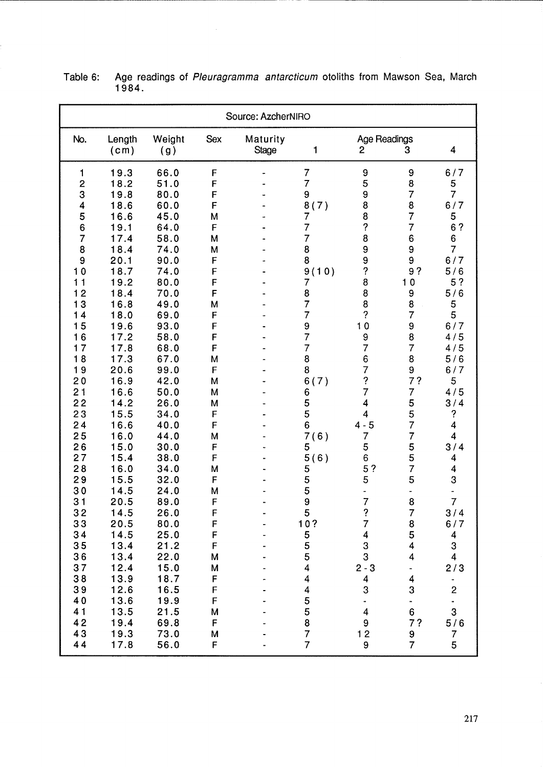Table 6: Age readings of *Pleuragramma antarcticum* otoliths from Mawson Sea, March 1984.

| Source: AzcherNIRO | | | | | | | | |
|---|---|---|---|---|---|---|---|---|
| No. | Length (cm) | Weight (g) | Sex | Maturity Stage | Age Readings 1 | 2 | 3 | 4 |
| 1 | 19.3 | 66.0 | F | - | 7 | 9 | 9 | 6/7 |
| 2 | 18.2 | 51.0 | F | - | 7 | 5 | 8 | 5 |
| 3 | 19.8 | 80.0 | F | - | 9 | 9 | 7 | 7 |
| 4 | 18.6 | 60.0 | F | - | 8(7) | 8 | 8 | 6/7 |
| 5 | 16.6 | 45.0 | M | - | 7 | 8 | 7 | 5 |
| 6 | 19.1 | 64.0 | F | - | 7 | ? | 7 | 6? |
| 7 | 17.4 | 58.0 | M | - | 7 | 8 | 6 | 6 |
| 8 | 18.4 | 74.0 | M | - | 8 | 9 | 9 | 7 |
| 9 | 20.1 | 90.0 | F | - | 8 | 9 | 9 | 6/7 |
| 10 | 18.7 | 74.0 | F | - | 9(10) | ? | 9? | 5/6 |
| 11 | 19.2 | 80.0 | F | - | 7 | 8 | 10 | 5? |
| 12 | 18.4 | 70.0 | F | - | 8 | 8 | 9 | 5/6 |
| 13 | 16.8 | 49.0 | M | - | 7 | 8 | 8 | 5 |
| 14 | 18.0 | 69.0 | F | - | 7 | ? | 7 | 5 |
| 15 | 19.6 | 93.0 | F | - | 9 | 10 | 9 | 6/7 |
| 16 | 17.2 | 58.0 | F | - | 7 | 9 | 8 | 4/5 |
| 17 | 17.8 | 68.0 | F | - | 7 | 7 | 7 | 4/5 |
| 18 | 17.3 | 67.0 | M | - | 8 | 6 | 8 | 5/6 |
| 19 | 20.6 | 99.0 | F | - | 8 | 7 | 9 | 6/7 |
| 20 | 16.9 | 42.0 | M | - | 6(7) | ? | 7? | 5 |
| 21 | 16.6 | 50.0 | M | - | 6 | 7 | 7 | 4/5 |
| 22 | 14.2 | 26.0 | M | - | 5 | 4 | 5 | 3/4 |
| 23 | 15.5 | 34.0 | F | - | 5 | 4 | 5 | ? |
| 24 | 16.6 | 40.0 | F | - | 6 | 4-5 | 7 | 4 |
| 25 | 16.0 | 44.0 | M | - | 7(6) | 7 | 7 | 4 |
| 26 | 15.0 | 30.0 | F | - | 5 | 5 | 5 | 3/4 |
| 27 | 15.4 | 38.0 | F | - | 5(6) | 6 | 5 | 4 |
| 28 | 16.0 | 34.0 | M | - | 5 | 5? | 7 | 4 |
| 29 | 15.5 | 32.0 | F | - | 5 | 5 | 5 | 3 |
| 30 | 14.5 | 24.0 | M | - | 5 | - | - | - |
| 31 | 20.5 | 89.0 | F | - | 9 | 7 | 8 | 7 |
| 32 | 14.5 | 26.0 | F | - | 5 | ? | 7 | 3/4 |
| 33 | 20.5 | 80.0 | F | - | 10? | 7 | 8 | 6/7 |
| 34 | 14.5 | 25.0 | F | - | 5 | 4 | 5 | 4 |
| 35 | 13.4 | 21.2 | F | - | 5 | 3 | 4 | 3 |
| 36 | 13.4 | 22.0 | M | - | 5 | 3 | 4 | 4 |
| 37 | 12.4 | 15.0 | M | - | 4 | 2-3 | - | 2/3 |
| 38 | 13.9 | 18.7 | F | - | 4 | 4 | 4 | - |
| 39 | 12.6 | 16.5 | F | - | 4 | 3 | 3 | 2 |
| 40 | 13.6 | 19.9 | F | - | 5 | - | - | - |
| 41 | 13.5 | 21.5 | M | - | 5 | 4 | 6 | 3 |
| 42 | 19.4 | 69.8 | F | - | 8 | 9 | 7? | 5/6 |
| 43 | 19.3 | 73.0 | M | - | 7 | 12 | 9 | 7 |
| 44 | 17.8 | 56.0 | F | - | 7 | 9 | 7 | 5 |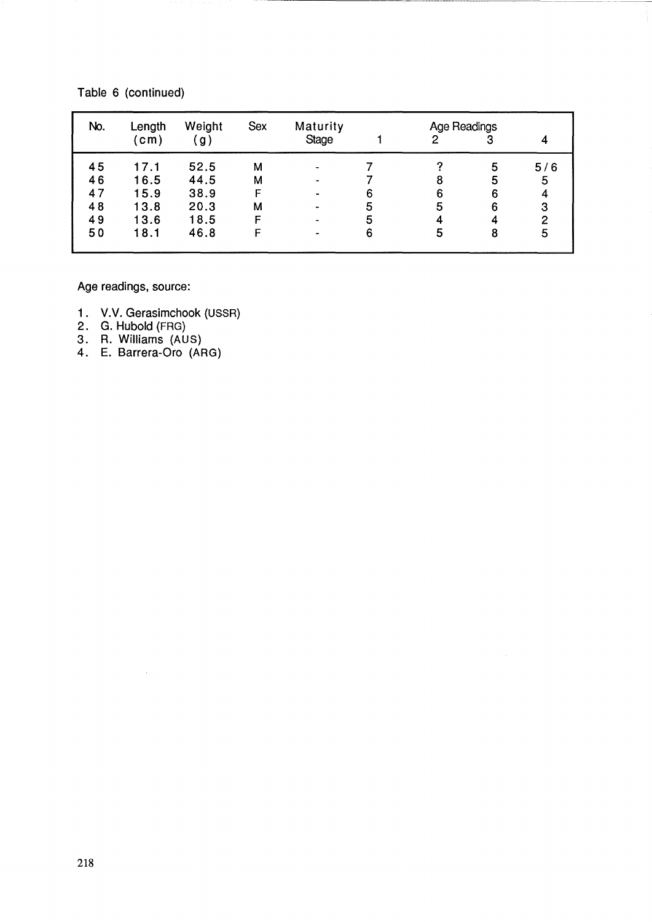Table 6 (continued)

| No. | Length (cm) | Weight (g) | Sex | Maturity Stage | Age Readings 1 | 2 | 3 | 4 |
|---|---|---|---|---|---|---|---|---|
| 45 | 17.1 | 52.5 | M | - | 7 | ? | 5 | 5/6 |
| 46 | 16.5 | 44.5 | M | - | 7 | 8 | 5 | 5 |
| 47 | 15.9 | 38.9 | F | - | 6 | 6 | 6 | 4 |
| 48 | 13.8 | 20.3 | M | - | 5 | 5 | 6 | 3 |
| 49 | 13.6 | 18.5 | F | - | 5 | 4 | 4 | 2 |
| 50 | 18.1 | 46.8 | F | - | 6 | 5 | 8 | 5 |

Age readings, source:

1. V.V. Gerasimchook (USSR)
2. G. Hubold (FRG)
3. R. Williams (AUS)
4. E. Barrera-Oro (ARG)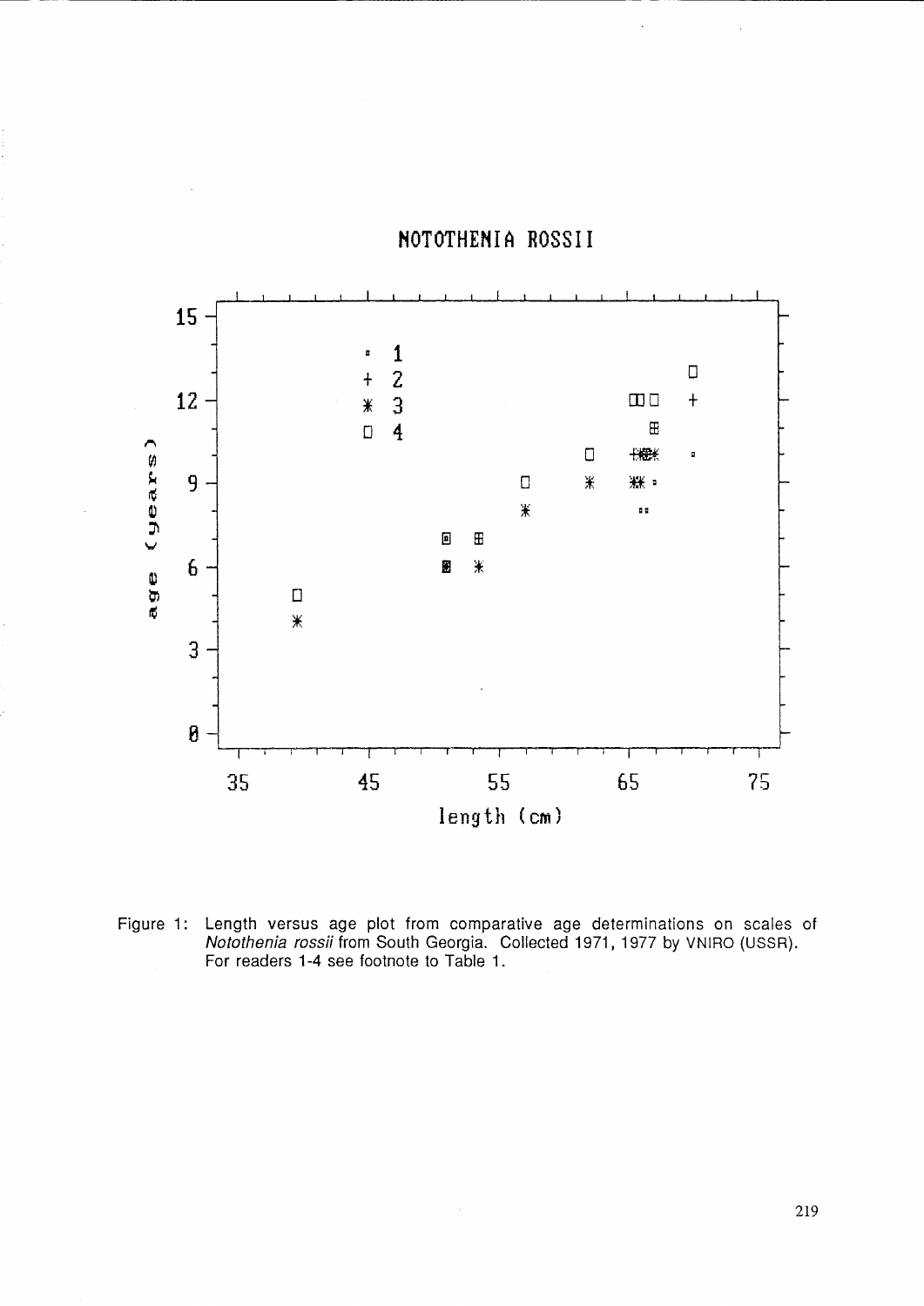Figure 1: Length versus age plot from comparative age determinations on scales of *Notothenia rossii* from South Georgia. Collected 1971, 1977 by VNIRO (USSR). For readers 1-4 see footnote to Table 1.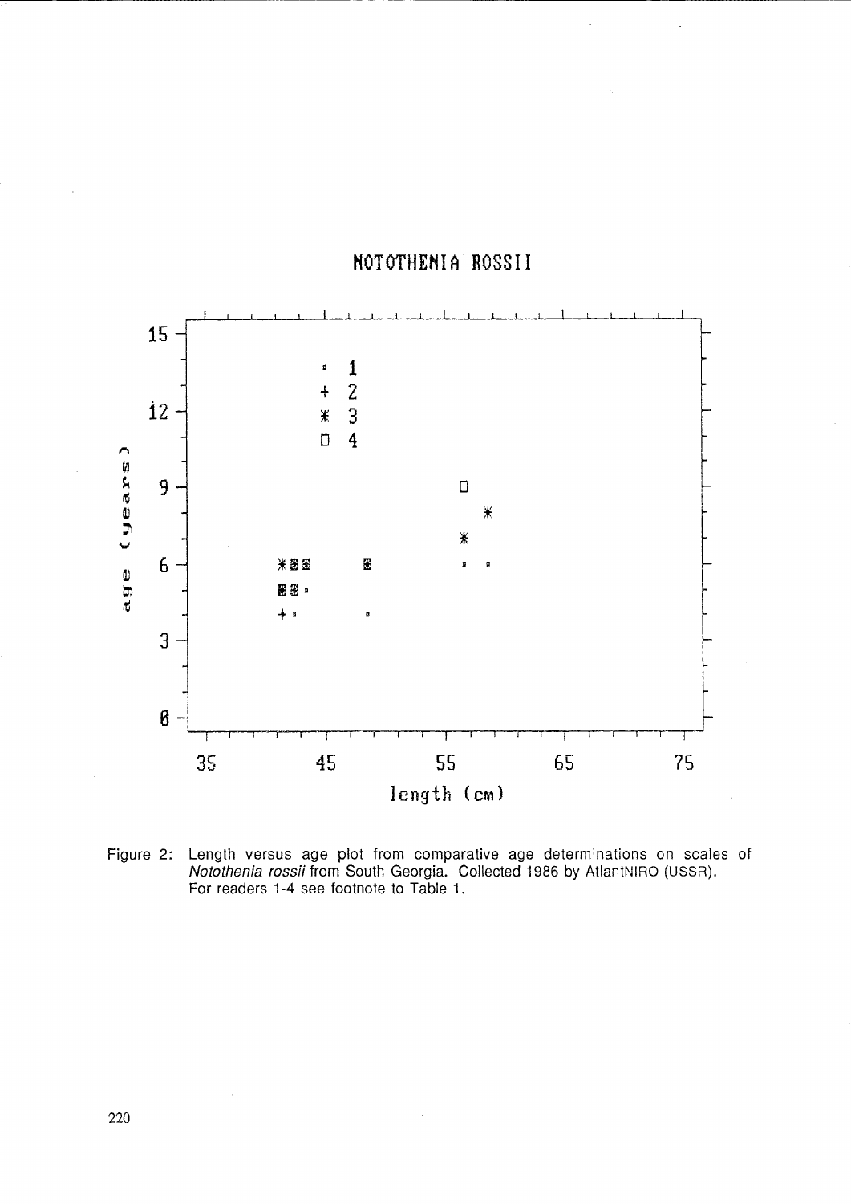Figure 2: Length versus age plot from comparative age determinations on scales of *Notothenia rossii* from South Georgia. Collected 1986 by AtlantNIRO (USSR). For readers 1-4 see footnote to Table 1.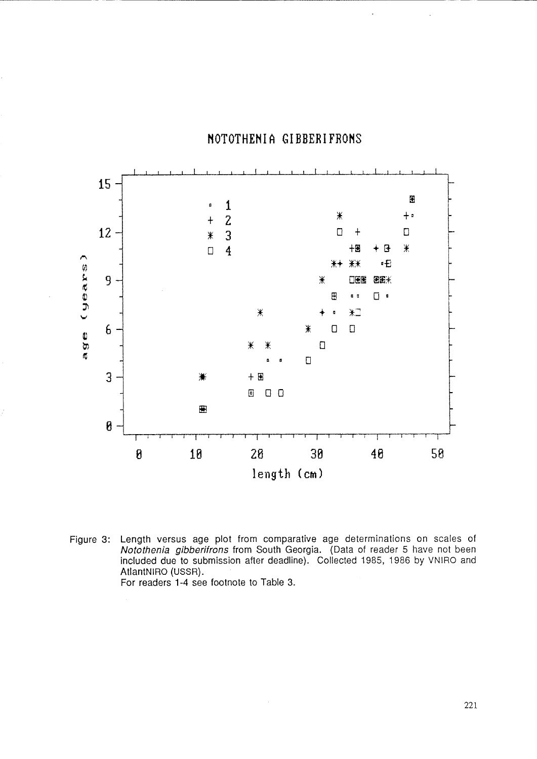NOTOTHENIA GIBBERIFRONS

Figure 3: Length versus age plot from comparative age determinations on scales of *Notothenia gibberifrons* from South Georgia. (Data of reader 5 have not been included due to submission after deadline). Collected 1985, 1986 by VNIRO and AtlantNIRO (USSR).
For readers 1-4 see footnote to Table 3.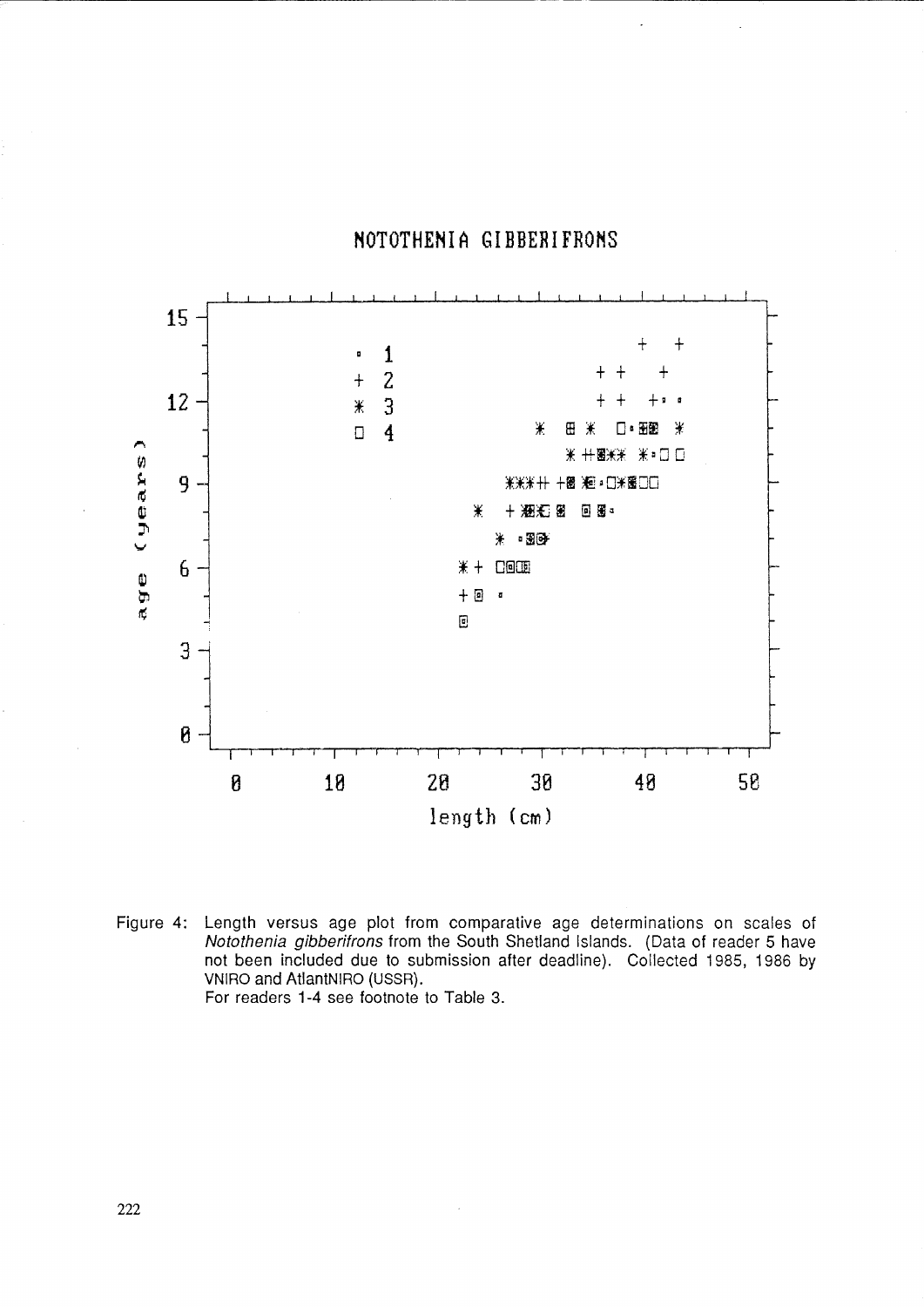NOTOTHENIA GIBBERIFRONS

Figure 4: Length versus age plot from comparative age determinations on scales of *Notothenia gibberifrons* from the South Shetland Islands. (Data of reader 5 have not been included due to submission after deadline). Collected 1985, 1986 by VNIRO and AtlantNIRO (USSR).
For readers 1-4 see footnote to Table 3.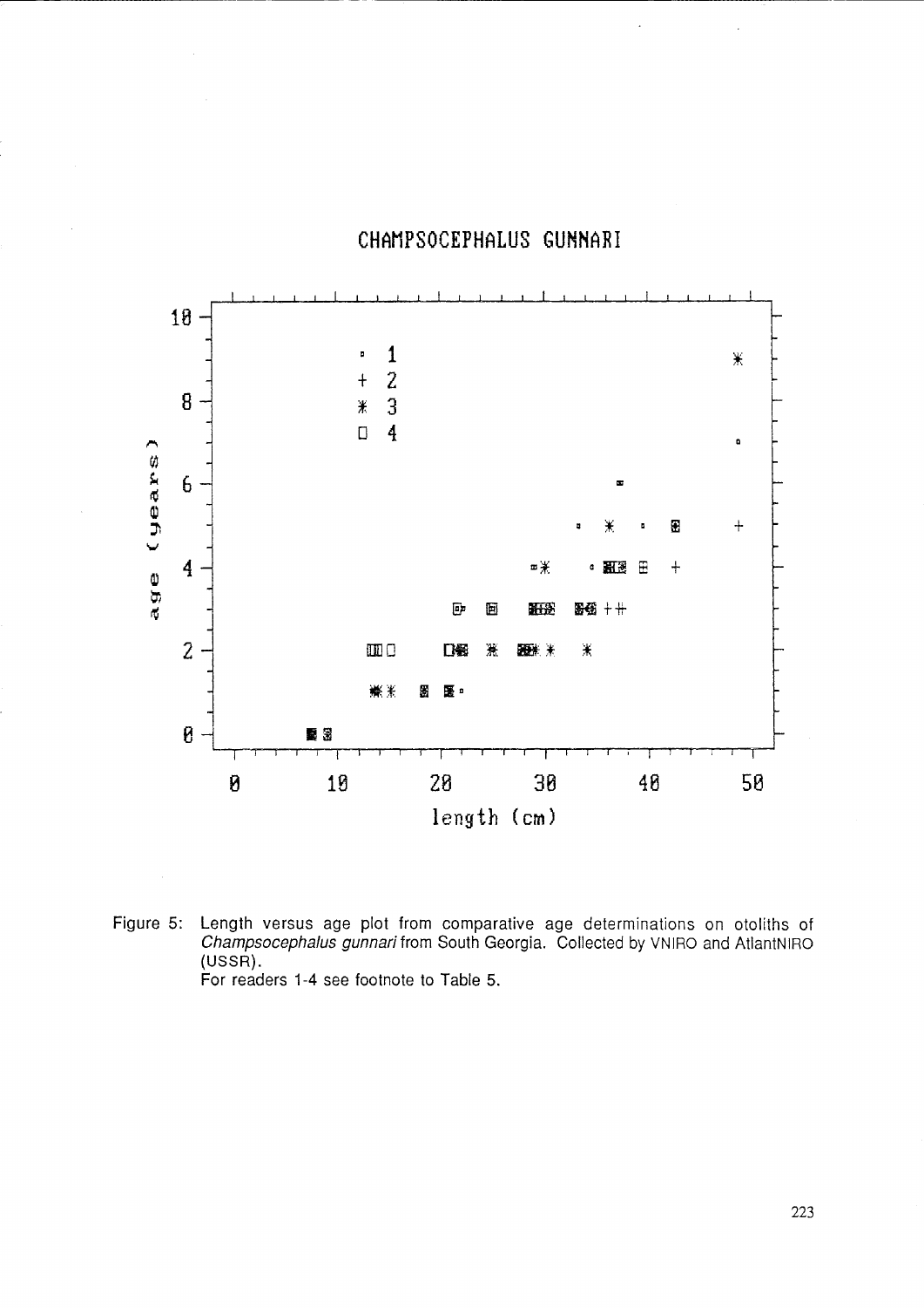CHAMPSOCEPHALUS GUNNARI

Figure 5: Length versus age plot from comparative age determinations on otoliths of *Champsocephalus gunnari* from South Georgia. Collected by VNIRO and AtlantNIRO (USSR).
For readers 1-4 see footnote to Table 5.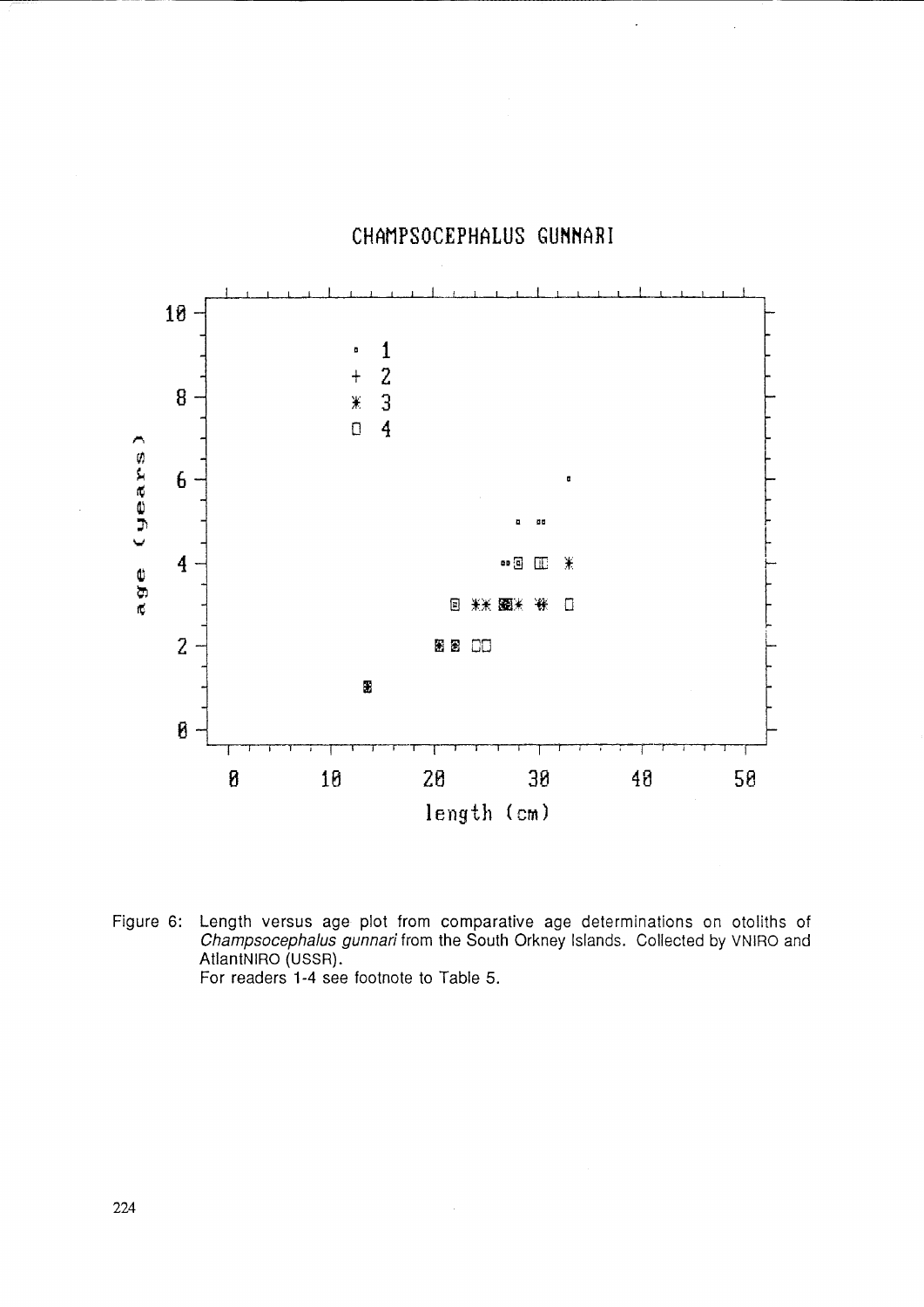CHAMPSOCEPHALUS GUNNARI

Figure 6: Length versus age plot from comparative age determinations on otoliths of *Champsocephalus gunnari* from the South Orkney Islands. Collected by VNIRO and AtlantNIRO (USSR).
For readers 1-4 see footnote to Table 5.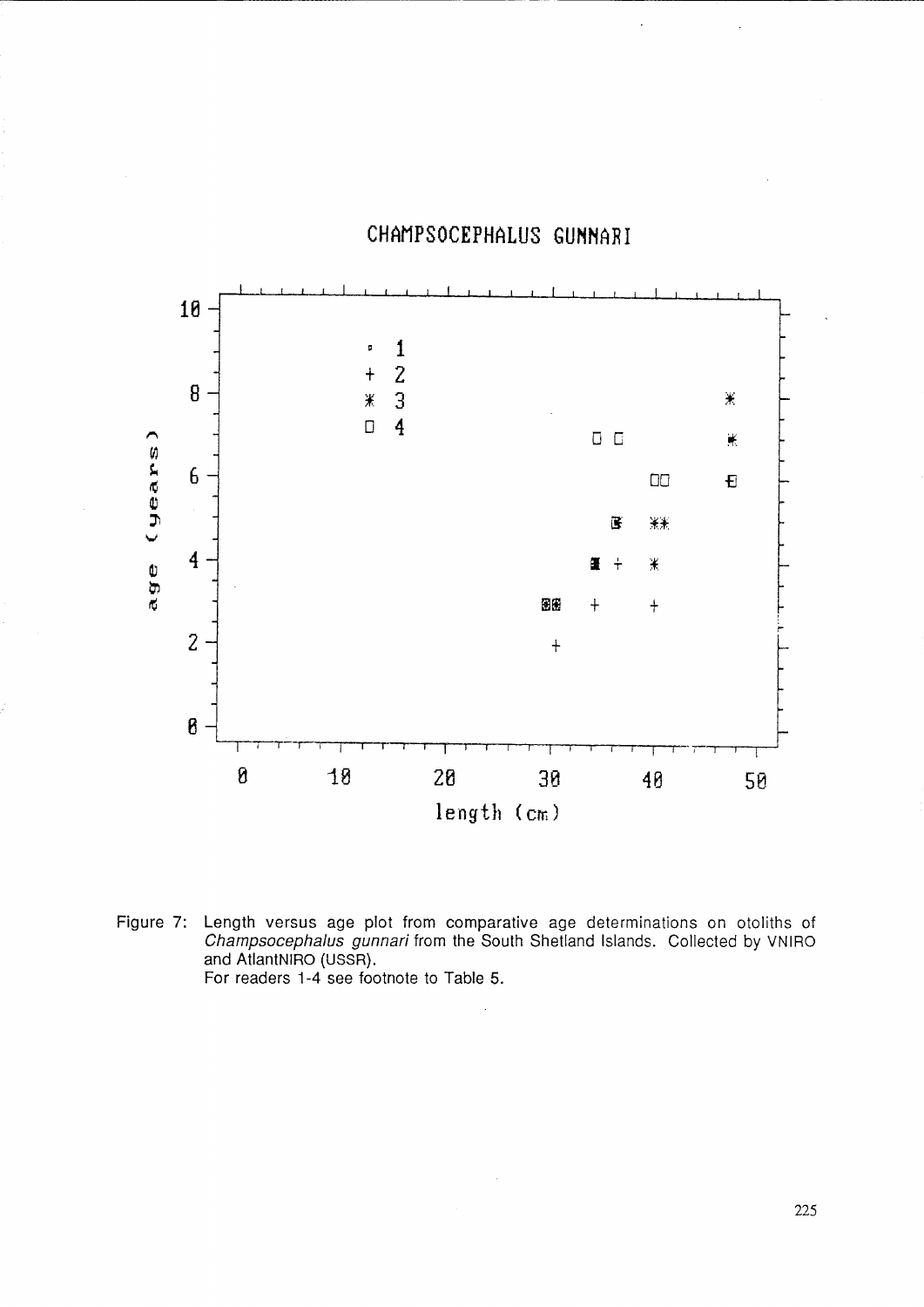Figure 7: Length versus age plot from comparative age determinations on otoliths of *Champsocephalus gunnari* from the South Shetland Islands. Collected by VNIRO and AtlantNIRO (USSR).
For readers 1-4 see footnote to Table 5.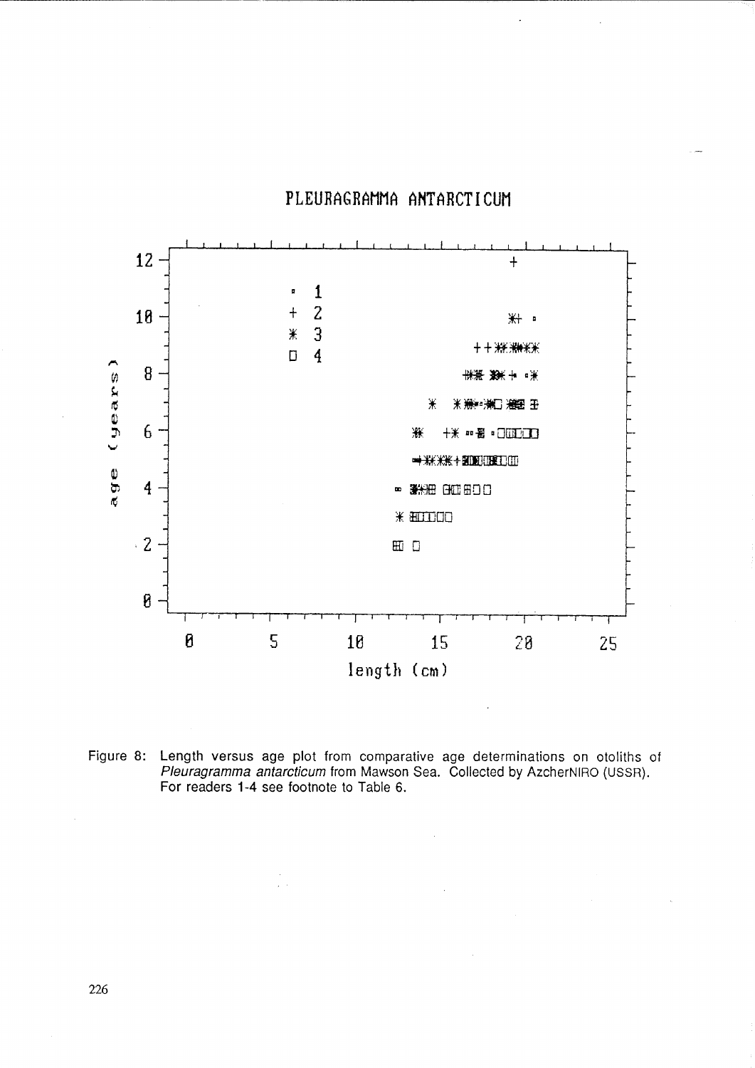PLEURAGRAMMA ANTARCTICUM

age (years)

12
10
8
6
4
2
0

0
5
10
15
20
25

length (cm)

▫ 1
+ 2
* 3
□ 4

Figure 8: Length versus age plot from comparative age determinations on otoliths of *Pleuragramma antarcticum* from Mawson Sea. Collected by AzcherNIRO (USSR). For readers 1-4 see footnote to Table 6.